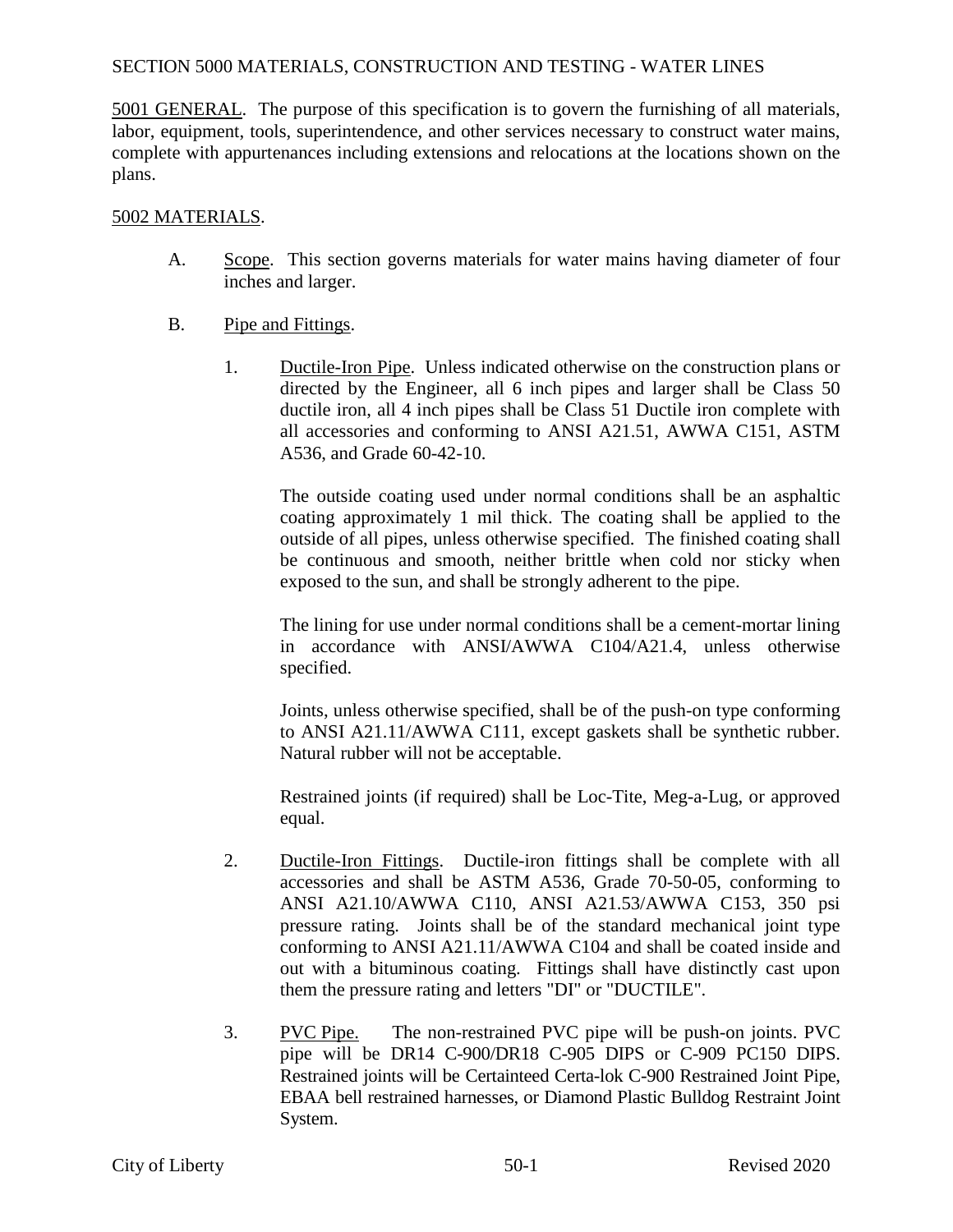# SECTION 5000 MATERIALS, CONSTRUCTION AND TESTING - WATER LINES

<u>5001 GENERAL</u>. The purpose of this specification is to govern the furnishing of all materials, labor, equipment, tools, superintendence, and other services necessary to construct water mains, complete with appurtenances including extensions and relocations at the locations shown on the plans.

<u>5002 MATERIALS</u>.

A. <u>Scope</u>. This section governs materials for water mains having diameter of four inches and larger.

B. <u>Pipe and Fittings</u>.

1. <u>Ductile-Iron Pipe</u>. Unless indicated otherwise on the construction plans or directed by the Engineer, all 6 inch pipes and larger shall be Class 50 ductile iron, all 4 inch pipes shall be Class 51 Ductile iron complete with all accessories and conforming to ANSI A21.51, AWWA C151, ASTM A536, and Grade 60-42-10.

   The outside coating used under normal conditions shall be an asphaltic coating approximately 1 mil thick. The coating shall be applied to the outside of all pipes, unless otherwise specified. The finished coating shall be continuous and smooth, neither brittle when cold nor sticky when exposed to the sun, and shall be strongly adherent to the pipe.

   The lining for use under normal conditions shall be a cement-mortar lining in accordance with ANSI/AWWA C104/A21.4, unless otherwise specified.

   Joints, unless otherwise specified, shall be of the push-on type conforming to ANSI A21.11/AWWA C111, except gaskets shall be synthetic rubber. Natural rubber will not be acceptable.

   Restrained joints (if required) shall be Loc-Tite, Meg-a-Lug, or approved equal.

2. <u>Ductile-Iron Fittings</u>. Ductile-iron fittings shall be complete with all accessories and shall be ASTM A536, Grade 70-50-05, conforming to ANSI A21.10/AWWA C110, ANSI A21.53/AWWA C153, 350 psi pressure rating. Joints shall be of the standard mechanical joint type conforming to ANSI A21.11/AWWA C104 and shall be coated inside and out with a bituminous coating. Fittings shall have distinctly cast upon them the pressure rating and letters "DI" or "DUCTILE".

3. <u>PVC Pipe.</u> The non-restrained PVC pipe will be push-on joints. PVC pipe will be DR14 C-900/DR18 C-905 DIPS or C-909 PC150 DIPS. Restrained joints will be Certainteed Certa-lok C-900 Restrained Joint Pipe, EBAA bell restrained harnesses, or Diamond Plastic Bulldog Restraint Joint System.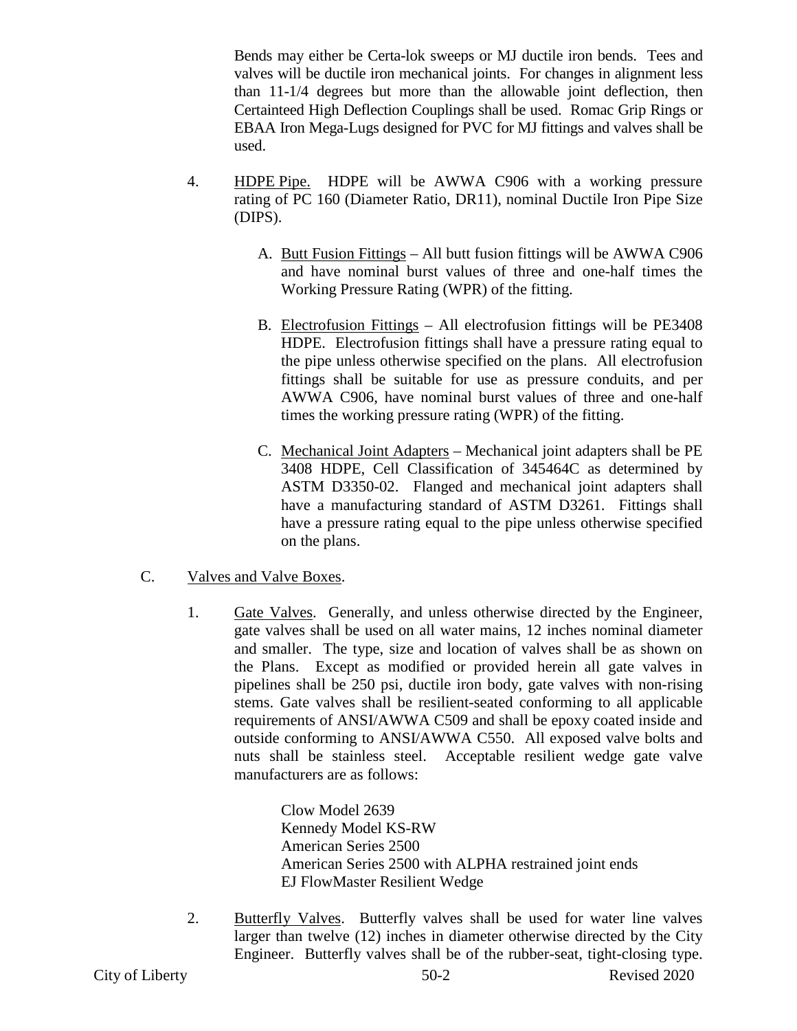Bends may either be Certa-lok sweeps or MJ ductile iron bends. Tees and valves will be ductile iron mechanical joints. For changes in alignment less than 11-1/4 degrees but more than the allowable joint deflection, then Certainteed High Deflection Couplings shall be used. Romac Grip Rings or EBAA Iron Mega-Lugs designed for PVC for MJ fittings and valves shall be used.

4. <u>HDPE Pipe.</u> HDPE will be AWWA C906 with a working pressure rating of PC 160 (Diameter Ratio, DR11), nominal Ductile Iron Pipe Size (DIPS).

   A. <u>Butt Fusion Fittings</u> – All butt fusion fittings will be AWWA C906 and have nominal burst values of three and one-half times the Working Pressure Rating (WPR) of the fitting.

   B. <u>Electrofusion Fittings</u> – All electrofusion fittings will be PE3408 HDPE. Electrofusion fittings shall have a pressure rating equal to the pipe unless otherwise specified on the plans. All electrofusion fittings shall be suitable for use as pressure conduits, and per AWWA C906, have nominal burst values of three and one-half times the working pressure rating (WPR) of the fitting.

   C. <u>Mechanical Joint Adapters</u> – Mechanical joint adapters shall be PE 3408 HDPE, Cell Classification of 345464C as determined by ASTM D3350-02. Flanged and mechanical joint adapters shall have a manufacturing standard of ASTM D3261. Fittings shall have a pressure rating equal to the pipe unless otherwise specified on the plans.

C. <u>Valves and Valve Boxes</u>.

1. <u>Gate Valves</u>. Generally, and unless otherwise directed by the Engineer, gate valves shall be used on all water mains, 12 inches nominal diameter and smaller. The type, size and location of valves shall be as shown on the Plans. Except as modified or provided herein all gate valves in pipelines shall be 250 psi, ductile iron body, gate valves with non-rising stems. Gate valves shall be resilient-seated conforming to all applicable requirements of ANSI/AWWA C509 and shall be epoxy coated inside and outside conforming to ANSI/AWWA C550. All exposed valve bolts and nuts shall be stainless steel. Acceptable resilient wedge gate valve manufacturers are as follows:

   Clow Model 2639
   Kennedy Model KS-RW
   American Series 2500
   American Series 2500 with ALPHA restrained joint ends
   EJ FlowMaster Resilient Wedge

2. <u>Butterfly Valves</u>. Butterfly valves shall be used for water line valves larger than twelve (12) inches in diameter otherwise directed by the City Engineer. Butterfly valves shall be of the rubber-seat, tight-closing type.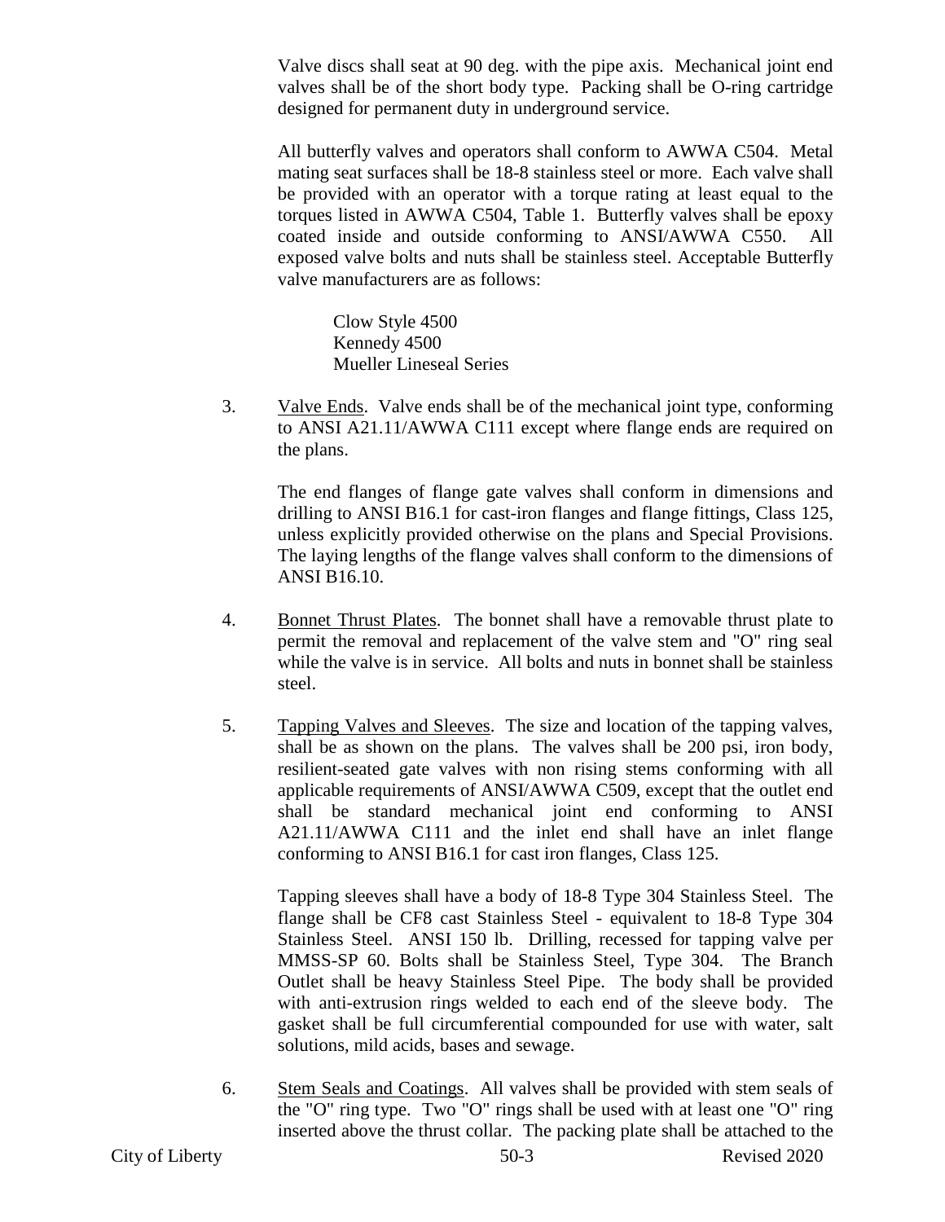Valve discs shall seat at 90 deg. with the pipe axis. Mechanical joint end valves shall be of the short body type. Packing shall be O-ring cartridge designed for permanent duty in underground service.

All butterfly valves and operators shall conform to AWWA C504. Metal mating seat surfaces shall be 18-8 stainless steel or more. Each valve shall be provided with an operator with a torque rating at least equal to the torques listed in AWWA C504, Table 1. Butterfly valves shall be epoxy coated inside and outside conforming to ANSI/AWWA C550. All exposed valve bolts and nuts shall be stainless steel. Acceptable Butterfly valve manufacturers are as follows:

Clow Style 4500
Kennedy 4500
Mueller Lineseal Series

3. Valve Ends. Valve ends shall be of the mechanical joint type, conforming to ANSI A21.11/AWWA C111 except where flange ends are required on the plans.

   The end flanges of flange gate valves shall conform in dimensions and drilling to ANSI B16.1 for cast-iron flanges and flange fittings, Class 125, unless explicitly provided otherwise on the plans and Special Provisions. The laying lengths of the flange valves shall conform to the dimensions of ANSI B16.10.

4. Bonnet Thrust Plates. The bonnet shall have a removable thrust plate to permit the removal and replacement of the valve stem and "O" ring seal while the valve is in service. All bolts and nuts in bonnet shall be stainless steel.

5. Tapping Valves and Sleeves. The size and location of the tapping valves, shall be as shown on the plans. The valves shall be 200 psi, iron body, resilient-seated gate valves with non rising stems conforming with all applicable requirements of ANSI/AWWA C509, except that the outlet end shall be standard mechanical joint end conforming to ANSI A21.11/AWWA C111 and the inlet end shall have an inlet flange conforming to ANSI B16.1 for cast iron flanges, Class 125.

   Tapping sleeves shall have a body of 18-8 Type 304 Stainless Steel. The flange shall be CF8 cast Stainless Steel - equivalent to 18-8 Type 304 Stainless Steel. ANSI 150 lb. Drilling, recessed for tapping valve per MMSS-SP 60. Bolts shall be Stainless Steel, Type 304. The Branch Outlet shall be heavy Stainless Steel Pipe. The body shall be provided with anti-extrusion rings welded to each end of the sleeve body. The gasket shall be full circumferential compounded for use with water, salt solutions, mild acids, bases and sewage.

6. Stem Seals and Coatings. All valves shall be provided with stem seals of the "O" ring type. Two "O" rings shall be used with at least one "O" ring inserted above the thrust collar. The packing plate shall be attached to the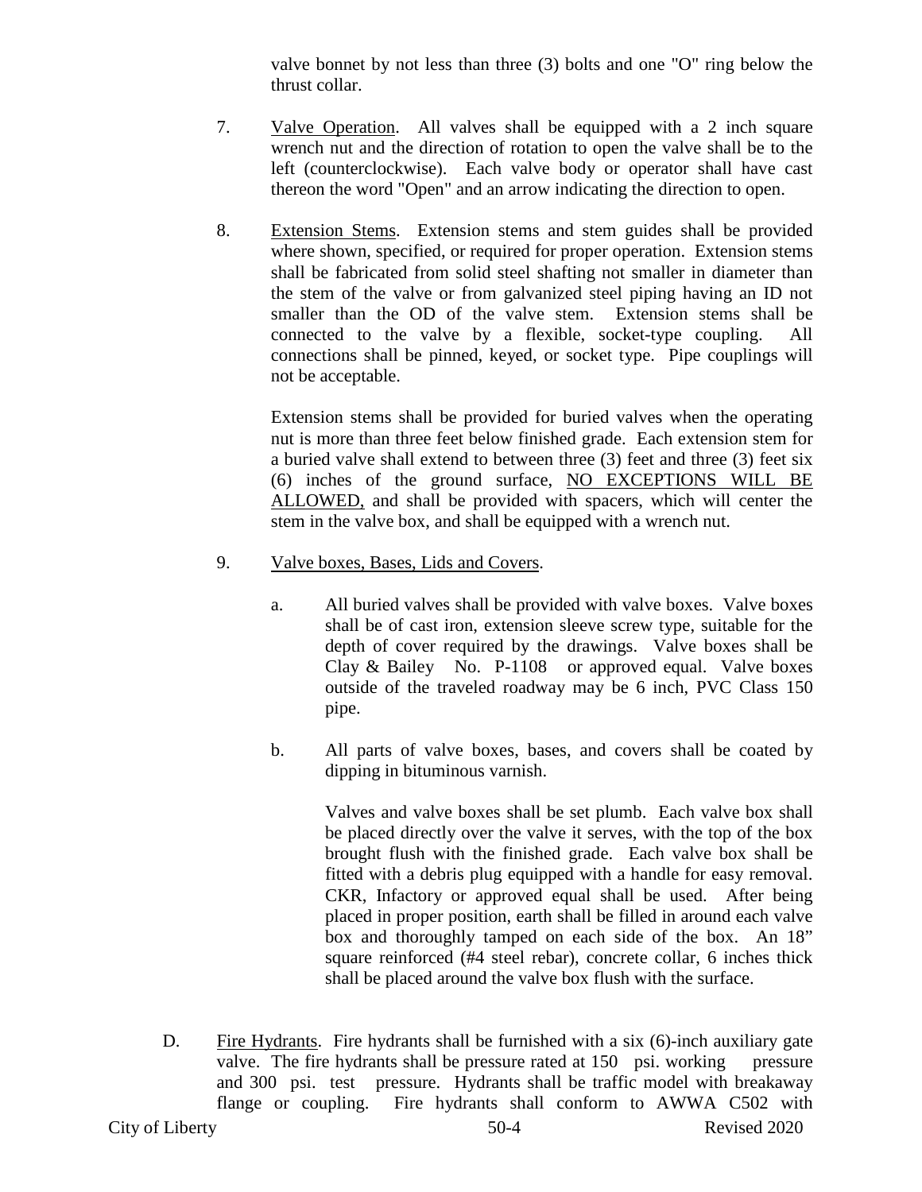valve bonnet by not less than three (3) bolts and one "O" ring below the thrust collar.

7. Valve Operation. All valves shall be equipped with a 2 inch square wrench nut and the direction of rotation to open the valve shall be to the left (counterclockwise). Each valve body or operator shall have cast thereon the word "Open" and an arrow indicating the direction to open.

8. Extension Stems. Extension stems and stem guides shall be provided where shown, specified, or required for proper operation. Extension stems shall be fabricated from solid steel shafting not smaller in diameter than the stem of the valve or from galvanized steel piping having an ID not smaller than the OD of the valve stem. Extension stems shall be connected to the valve by a flexible, socket-type coupling. All connections shall be pinned, keyed, or socket type. Pipe couplings will not be acceptable.

   Extension stems shall be provided for buried valves when the operating nut is more than three feet below finished grade. Each extension stem for a buried valve shall extend to between three (3) feet and three (3) feet six (6) inches of the ground surface, NO EXCEPTIONS WILL BE ALLOWED, and shall be provided with spacers, which will center the stem in the valve box, and shall be equipped with a wrench nut.

9. Valve boxes, Bases, Lids and Covers.

   a. All buried valves shall be provided with valve boxes. Valve boxes shall be of cast iron, extension sleeve screw type, suitable for the depth of cover required by the drawings. Valve boxes shall be Clay & Bailey No. P-1108 or approved equal. Valve boxes outside of the traveled roadway may be 6 inch, PVC Class 150 pipe.

   b. All parts of valve boxes, bases, and covers shall be coated by dipping in bituminous varnish.

      Valves and valve boxes shall be set plumb. Each valve box shall be placed directly over the valve it serves, with the top of the box brought flush with the finished grade. Each valve box shall be fitted with a debris plug equipped with a handle for easy removal. CKR, Infactory or approved equal shall be used. After being placed in proper position, earth shall be filled in around each valve box and thoroughly tamped on each side of the box. An 18" square reinforced (#4 steel rebar), concrete collar, 6 inches thick shall be placed around the valve box flush with the surface.

D. Fire Hydrants. Fire hydrants shall be furnished with a six (6)-inch auxiliary gate valve. The fire hydrants shall be pressure rated at 150 psi. working pressure and 300 psi. test pressure. Hydrants shall be traffic model with breakaway flange or coupling. Fire hydrants shall conform to AWWA C502 with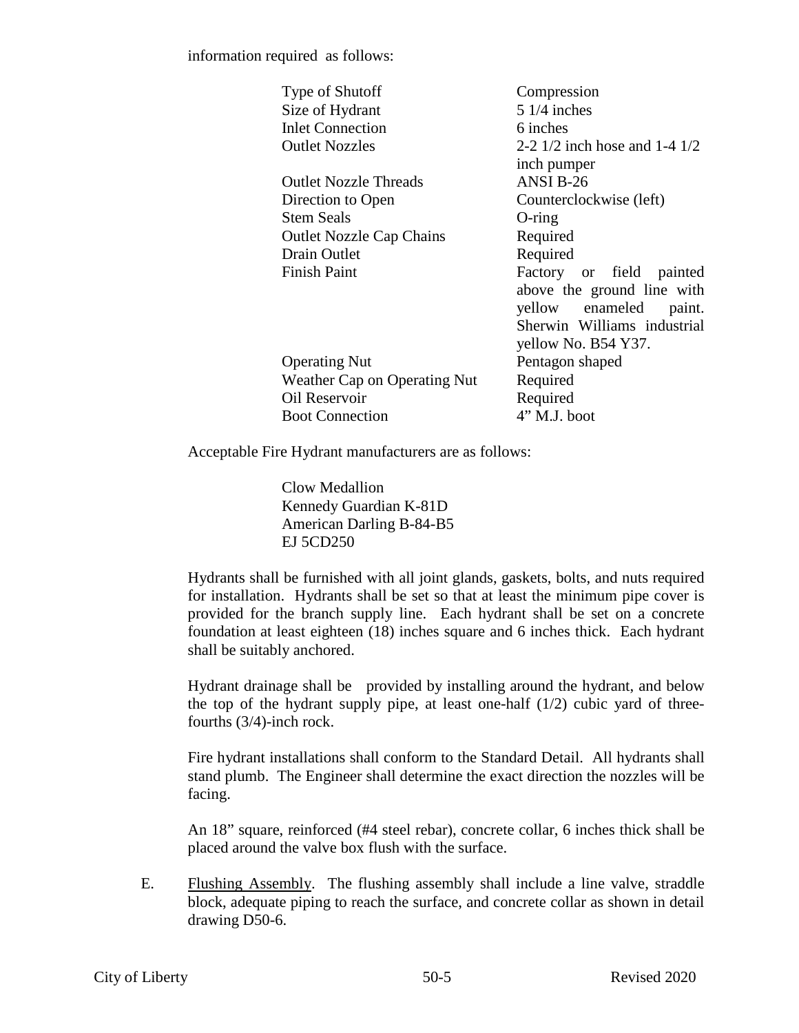information required as follows:

| | |
|---|---|
| Type of Shutoff | Compression |
| Size of Hydrant | 5 1/4 inches |
| Inlet Connection | 6 inches |
| Outlet Nozzles | 2-2 1/2 inch hose and 1-4 1/2 inch pumper |
| Outlet Nozzle Threads | ANSI B-26 |
| Direction to Open | Counterclockwise (left) |
| Stem Seals | O-ring |
| Outlet Nozzle Cap Chains | Required |
| Drain Outlet | Required |
| Finish Paint | Factory or field painted above the ground line with yellow enameled paint. Sherwin Williams industrial yellow No. B54 Y37. |
| Operating Nut | Pentagon shaped |
| Weather Cap on Operating Nut | Required |
| Oil Reservoir | Required |
| Boot Connection | 4" M.J. boot |

Acceptable Fire Hydrant manufacturers are as follows:

Clow Medallion
Kennedy Guardian K-81D
American Darling B-84-B5
EJ 5CD250

Hydrants shall be furnished with all joint glands, gaskets, bolts, and nuts required for installation. Hydrants shall be set so that at least the minimum pipe cover is provided for the branch supply line. Each hydrant shall be set on a concrete foundation at least eighteen (18) inches square and 6 inches thick. Each hydrant shall be suitably anchored.

Hydrant drainage shall be provided by installing around the hydrant, and below the top of the hydrant supply pipe, at least one-half (1/2) cubic yard of three-fourths (3/4)-inch rock.

Fire hydrant installations shall conform to the Standard Detail. All hydrants shall stand plumb. The Engineer shall determine the exact direction the nozzles will be facing.

An 18" square, reinforced (#4 steel rebar), concrete collar, 6 inches thick shall be placed around the valve box flush with the surface.

E. Flushing Assembly. The flushing assembly shall include a line valve, straddle block, adequate piping to reach the surface, and concrete collar as shown in detail drawing D50-6.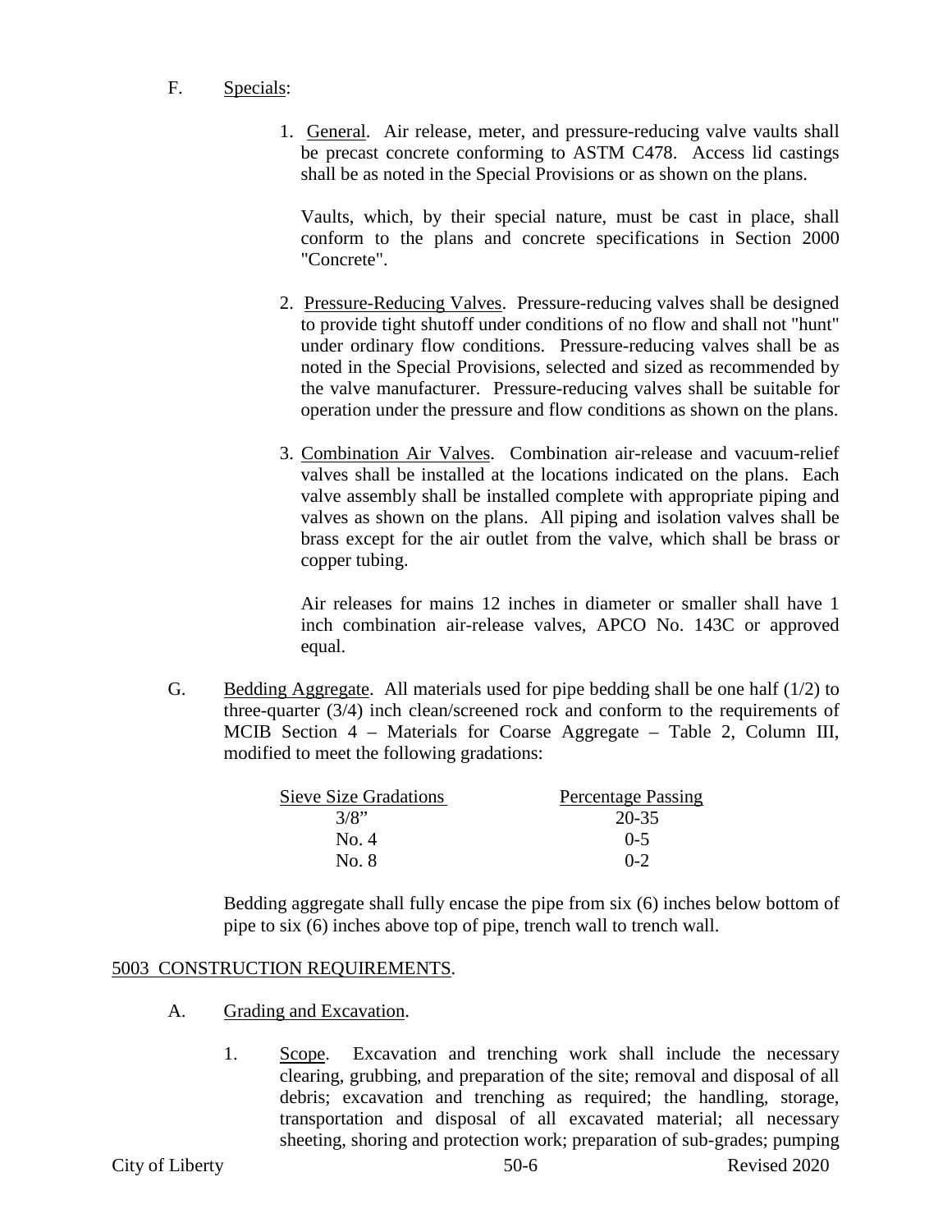F. Specials:

1. General. Air release, meter, and pressure-reducing valve vaults shall be precast concrete conforming to ASTM C478. Access lid castings shall be as noted in the Special Provisions or as shown on the plans.

   Vaults, which, by their special nature, must be cast in place, shall conform to the plans and concrete specifications in Section 2000 "Concrete".

2. Pressure-Reducing Valves. Pressure-reducing valves shall be designed to provide tight shutoff under conditions of no flow and shall not "hunt" under ordinary flow conditions. Pressure-reducing valves shall be as noted in the Special Provisions, selected and sized as recommended by the valve manufacturer. Pressure-reducing valves shall be suitable for operation under the pressure and flow conditions as shown on the plans.

3. Combination Air Valves. Combination air-release and vacuum-relief valves shall be installed at the locations indicated on the plans. Each valve assembly shall be installed complete with appropriate piping and valves as shown on the plans. All piping and isolation valves shall be brass except for the air outlet from the valve, which shall be brass or copper tubing.

   Air releases for mains 12 inches in diameter or smaller shall have 1 inch combination air-release valves, APCO No. 143C or approved equal.

G. Bedding Aggregate. All materials used for pipe bedding shall be one half (1/2) to three-quarter (3/4) inch clean/screened rock and conform to the requirements of MCIB Section 4 – Materials for Coarse Aggregate – Table 2, Column III, modified to meet the following gradations:

| Sieve Size Gradations | Percentage Passing |
| --- | --- |
| 3/8" | 20-35 |
| No. 4 | 0-5 |
| No. 8 | 0-2 |

Bedding aggregate shall fully encase the pipe from six (6) inches below bottom of pipe to six (6) inches above top of pipe, trench wall to trench wall.

## 5003 CONSTRUCTION REQUIREMENTS.

A. Grading and Excavation.

1. Scope. Excavation and trenching work shall include the necessary clearing, grubbing, and preparation of the site; removal and disposal of all debris; excavation and trenching as required; the handling, storage, transportation and disposal of all excavated material; all necessary sheeting, shoring and protection work; preparation of sub-grades; pumping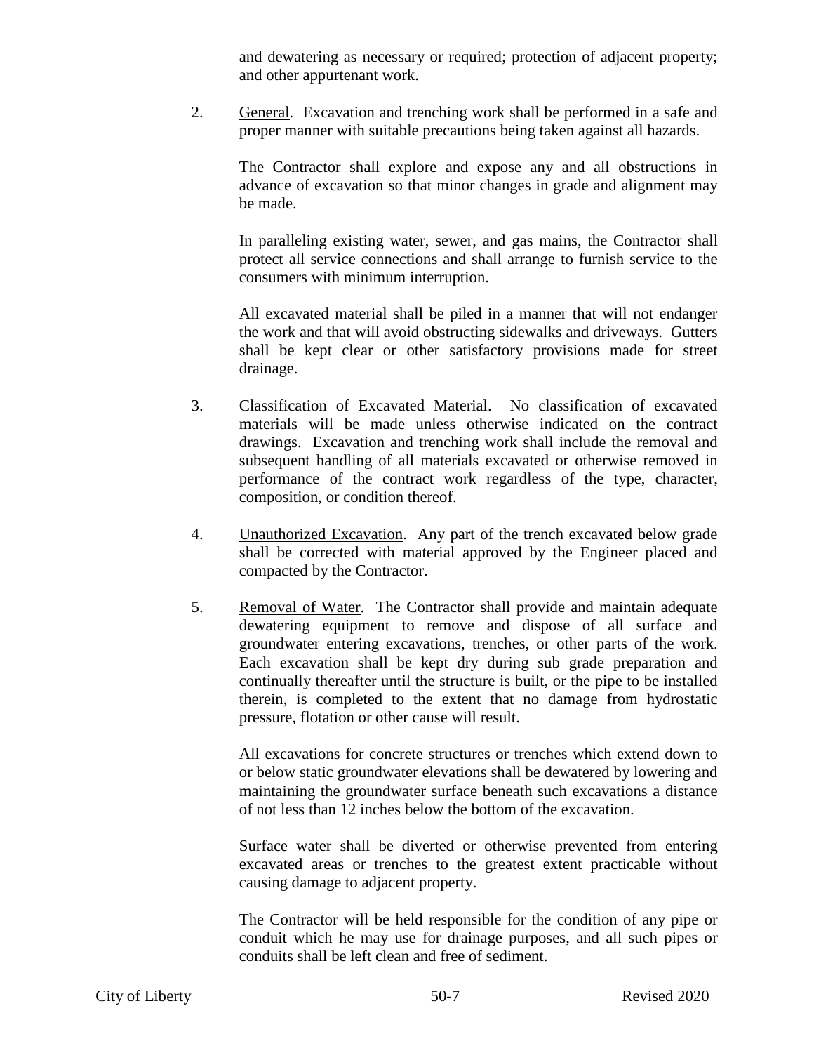and dewatering as necessary or required; protection of adjacent property; and other appurtenant work.

2. General. Excavation and trenching work shall be performed in a safe and proper manner with suitable precautions being taken against all hazards.

   The Contractor shall explore and expose any and all obstructions in advance of excavation so that minor changes in grade and alignment may be made.

   In paralleling existing water, sewer, and gas mains, the Contractor shall protect all service connections and shall arrange to furnish service to the consumers with minimum interruption.

   All excavated material shall be piled in a manner that will not endanger the work and that will avoid obstructing sidewalks and driveways. Gutters shall be kept clear or other satisfactory provisions made for street drainage.

3. Classification of Excavated Material. No classification of excavated materials will be made unless otherwise indicated on the contract drawings. Excavation and trenching work shall include the removal and subsequent handling of all materials excavated or otherwise removed in performance of the contract work regardless of the type, character, composition, or condition thereof.

4. Unauthorized Excavation. Any part of the trench excavated below grade shall be corrected with material approved by the Engineer placed and compacted by the Contractor.

5. Removal of Water. The Contractor shall provide and maintain adequate dewatering equipment to remove and dispose of all surface and groundwater entering excavations, trenches, or other parts of the work. Each excavation shall be kept dry during sub grade preparation and continually thereafter until the structure is built, or the pipe to be installed therein, is completed to the extent that no damage from hydrostatic pressure, flotation or other cause will result.

   All excavations for concrete structures or trenches which extend down to or below static groundwater elevations shall be dewatered by lowering and maintaining the groundwater surface beneath such excavations a distance of not less than 12 inches below the bottom of the excavation.

   Surface water shall be diverted or otherwise prevented from entering excavated areas or trenches to the greatest extent practicable without causing damage to adjacent property.

   The Contractor will be held responsible for the condition of any pipe or conduit which he may use for drainage purposes, and all such pipes or conduits shall be left clean and free of sediment.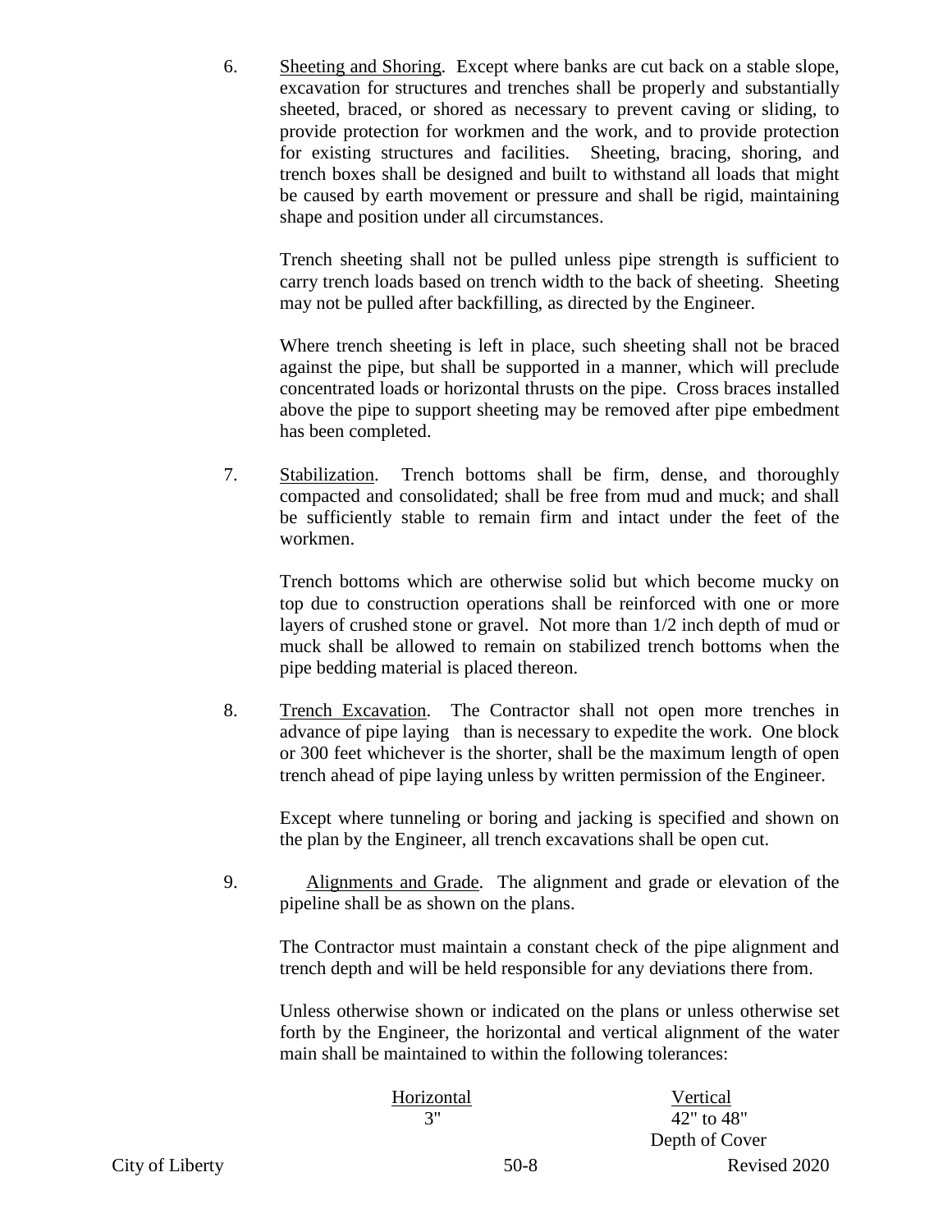6. <u>Sheeting and Shoring</u>. Except where banks are cut back on a stable slope, excavation for structures and trenches shall be properly and substantially sheeted, braced, or shored as necessary to prevent caving or sliding, to provide protection for workmen and the work, and to provide protection for existing structures and facilities. Sheeting, bracing, shoring, and trench boxes shall be designed and built to withstand all loads that might be caused by earth movement or pressure and shall be rigid, maintaining shape and position under all circumstances.

   Trench sheeting shall not be pulled unless pipe strength is sufficient to carry trench loads based on trench width to the back of sheeting. Sheeting may not be pulled after backfilling, as directed by the Engineer.

   Where trench sheeting is left in place, such sheeting shall not be braced against the pipe, but shall be supported in a manner, which will preclude concentrated loads or horizontal thrusts on the pipe. Cross braces installed above the pipe to support sheeting may be removed after pipe embedment has been completed.

7. <u>Stabilization</u>. Trench bottoms shall be firm, dense, and thoroughly compacted and consolidated; shall be free from mud and muck; and shall be sufficiently stable to remain firm and intact under the feet of the workmen.

   Trench bottoms which are otherwise solid but which become mucky on top due to construction operations shall be reinforced with one or more layers of crushed stone or gravel. Not more than 1/2 inch depth of mud or muck shall be allowed to remain on stabilized trench bottoms when the pipe bedding material is placed thereon.

8. <u>Trench Excavation</u>. The Contractor shall not open more trenches in advance of pipe laying than is necessary to expedite the work. One block or 300 feet whichever is the shorter, shall be the maximum length of open trench ahead of pipe laying unless by written permission of the Engineer.

   Except where tunneling or boring and jacking is specified and shown on the plan by the Engineer, all trench excavations shall be open cut.

9. <u>Alignments and Grade</u>. The alignment and grade or elevation of the pipeline shall be as shown on the plans.

   The Contractor must maintain a constant check of the pipe alignment and trench depth and will be held responsible for any deviations there from.

   Unless otherwise shown or indicated on the plans or unless otherwise set forth by the Engineer, the horizontal and vertical alignment of the water main shall be maintained to within the following tolerances:

| Horizontal | Vertical |
|---|---|
| 3" | 42" to 48" Depth of Cover |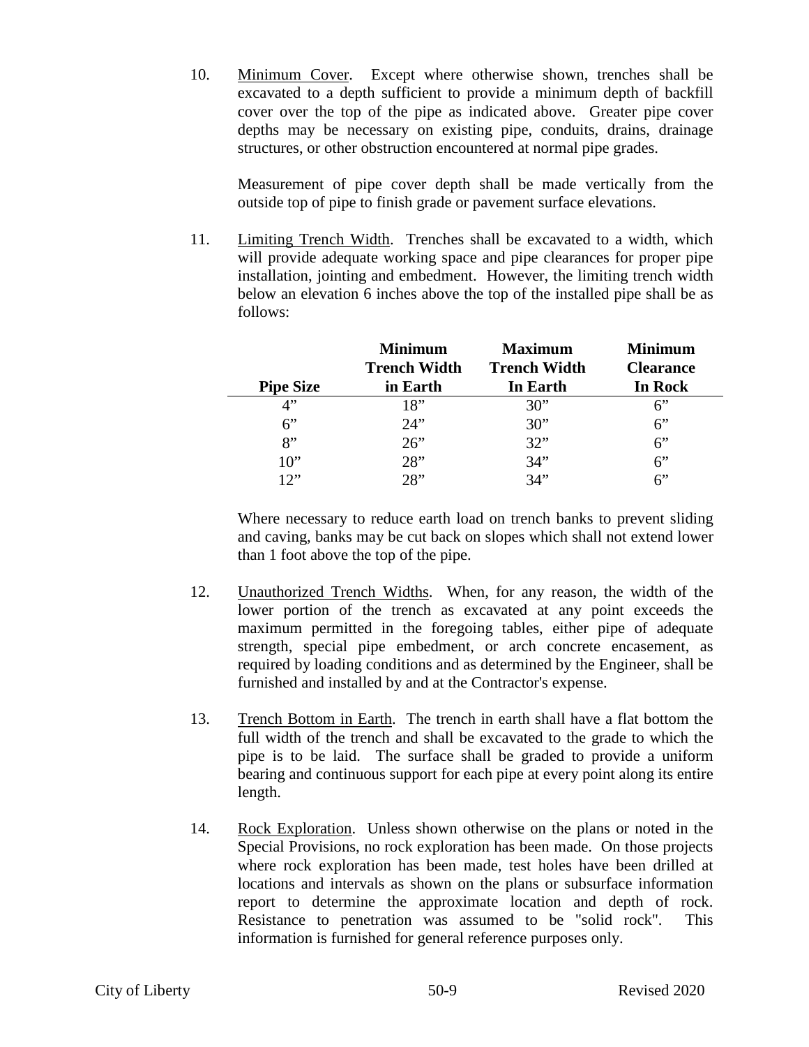10. Minimum Cover. Except where otherwise shown, trenches shall be excavated to a depth sufficient to provide a minimum depth of backfill cover over the top of the pipe as indicated above. Greater pipe cover depths may be necessary on existing pipe, conduits, drains, drainage structures, or other obstruction encountered at normal pipe grades.

    Measurement of pipe cover depth shall be made vertically from the outside top of pipe to finish grade or pavement surface elevations.

11. Limiting Trench Width. Trenches shall be excavated to a width, which will provide adequate working space and pipe clearances for proper pipe installation, jointing and embedment. However, the limiting trench width below an elevation 6 inches above the top of the installed pipe shall be as follows:

| Pipe Size | Minimum Trench Width in Earth | Maximum Trench Width In Earth | Minimum Clearance In Rock |
|---|---|---|---|
| 4" | 18" | 30" | 6" |
| 6" | 24" | 30" | 6" |
| 8" | 26" | 32" | 6" |
| 10" | 28" | 34" | 6" |
| 12" | 28" | 34" | 6" |

    Where necessary to reduce earth load on trench banks to prevent sliding and caving, banks may be cut back on slopes which shall not extend lower than 1 foot above the top of the pipe.

12. Unauthorized Trench Widths. When, for any reason, the width of the lower portion of the trench as excavated at any point exceeds the maximum permitted in the foregoing tables, either pipe of adequate strength, special pipe embedment, or arch concrete encasement, as required by loading conditions and as determined by the Engineer, shall be furnished and installed by and at the Contractor's expense.

13. Trench Bottom in Earth. The trench in earth shall have a flat bottom the full width of the trench and shall be excavated to the grade to which the pipe is to be laid. The surface shall be graded to provide a uniform bearing and continuous support for each pipe at every point along its entire length.

14. Rock Exploration. Unless shown otherwise on the plans or noted in the Special Provisions, no rock exploration has been made. On those projects where rock exploration has been made, test holes have been drilled at locations and intervals as shown on the plans or subsurface information report to determine the approximate location and depth of rock. Resistance to penetration was assumed to be "solid rock". This information is furnished for general reference purposes only.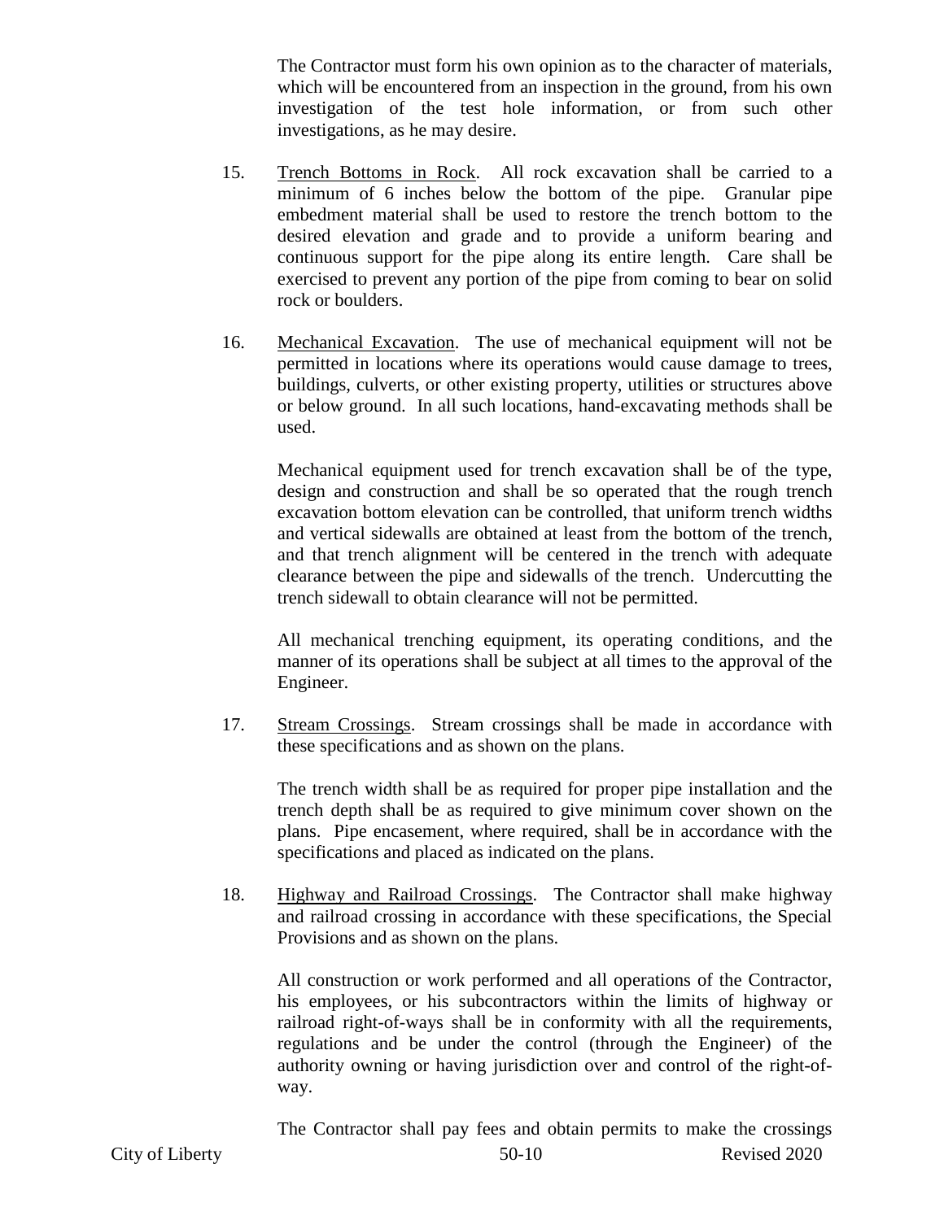The Contractor must form his own opinion as to the character of materials, which will be encountered from an inspection in the ground, from his own investigation of the test hole information, or from such other investigations, as he may desire.

15. Trench Bottoms in Rock. All rock excavation shall be carried to a minimum of 6 inches below the bottom of the pipe. Granular pipe embedment material shall be used to restore the trench bottom to the desired elevation and grade and to provide a uniform bearing and continuous support for the pipe along its entire length. Care shall be exercised to prevent any portion of the pipe from coming to bear on solid rock or boulders.

16. Mechanical Excavation. The use of mechanical equipment will not be permitted in locations where its operations would cause damage to trees, buildings, culverts, or other existing property, utilities or structures above or below ground. In all such locations, hand-excavating methods shall be used.

    Mechanical equipment used for trench excavation shall be of the type, design and construction and shall be so operated that the rough trench excavation bottom elevation can be controlled, that uniform trench widths and vertical sidewalls are obtained at least from the bottom of the trench, and that trench alignment will be centered in the trench with adequate clearance between the pipe and sidewalls of the trench. Undercutting the trench sidewall to obtain clearance will not be permitted.

    All mechanical trenching equipment, its operating conditions, and the manner of its operations shall be subject at all times to the approval of the Engineer.

17. Stream Crossings. Stream crossings shall be made in accordance with these specifications and as shown on the plans.

    The trench width shall be as required for proper pipe installation and the trench depth shall be as required to give minimum cover shown on the plans. Pipe encasement, where required, shall be in accordance with the specifications and placed as indicated on the plans.

18. Highway and Railroad Crossings. The Contractor shall make highway and railroad crossing in accordance with these specifications, the Special Provisions and as shown on the plans.

    All construction or work performed and all operations of the Contractor, his employees, or his subcontractors within the limits of highway or railroad right-of-ways shall be in conformity with all the requirements, regulations and be under the control (through the Engineer) of the authority owning or having jurisdiction over and control of the right-of-way.

    The Contractor shall pay fees and obtain permits to make the crossings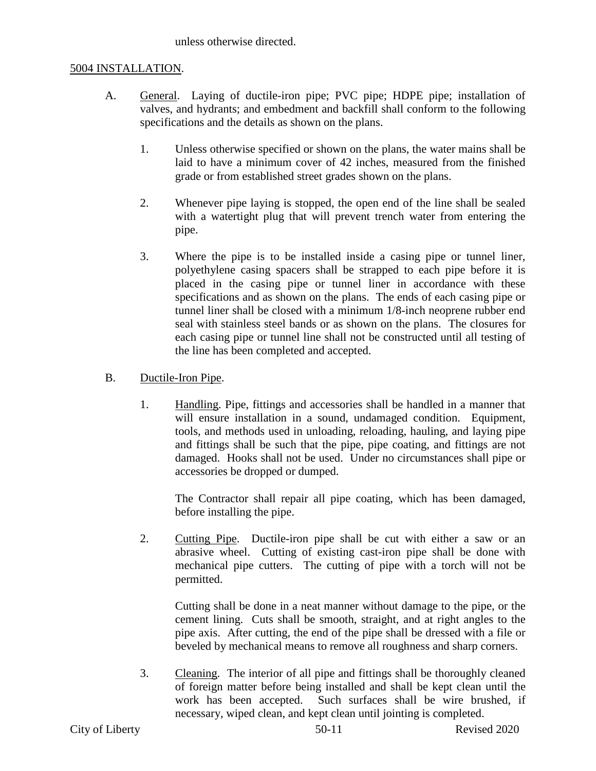unless otherwise directed.

## 5004 INSTALLATION.

A. General. Laying of ductile-iron pipe; PVC pipe; HDPE pipe; installation of valves, and hydrants; and embedment and backfill shall conform to the following specifications and the details as shown on the plans.

1. Unless otherwise specified or shown on the plans, the water mains shall be laid to have a minimum cover of 42 inches, measured from the finished grade or from established street grades shown on the plans.

2. Whenever pipe laying is stopped, the open end of the line shall be sealed with a watertight plug that will prevent trench water from entering the pipe.

3. Where the pipe is to be installed inside a casing pipe or tunnel liner, polyethylene casing spacers shall be strapped to each pipe before it is placed in the casing pipe or tunnel liner in accordance with these specifications and as shown on the plans. The ends of each casing pipe or tunnel liner shall be closed with a minimum 1/8-inch neoprene rubber end seal with stainless steel bands or as shown on the plans. The closures for each casing pipe or tunnel line shall not be constructed until all testing of the line has been completed and accepted.

B. Ductile-Iron Pipe.

1. Handling. Pipe, fittings and accessories shall be handled in a manner that will ensure installation in a sound, undamaged condition. Equipment, tools, and methods used in unloading, reloading, hauling, and laying pipe and fittings shall be such that the pipe, pipe coating, and fittings are not damaged. Hooks shall not be used. Under no circumstances shall pipe or accessories be dropped or dumped.

   The Contractor shall repair all pipe coating, which has been damaged, before installing the pipe.

2. Cutting Pipe. Ductile-iron pipe shall be cut with either a saw or an abrasive wheel. Cutting of existing cast-iron pipe shall be done with mechanical pipe cutters. The cutting of pipe with a torch will not be permitted.

   Cutting shall be done in a neat manner without damage to the pipe, or the cement lining. Cuts shall be smooth, straight, and at right angles to the pipe axis. After cutting, the end of the pipe shall be dressed with a file or beveled by mechanical means to remove all roughness and sharp corners.

3. Cleaning. The interior of all pipe and fittings shall be thoroughly cleaned of foreign matter before being installed and shall be kept clean until the work has been accepted. Such surfaces shall be wire brushed, if necessary, wiped clean, and kept clean until jointing is completed.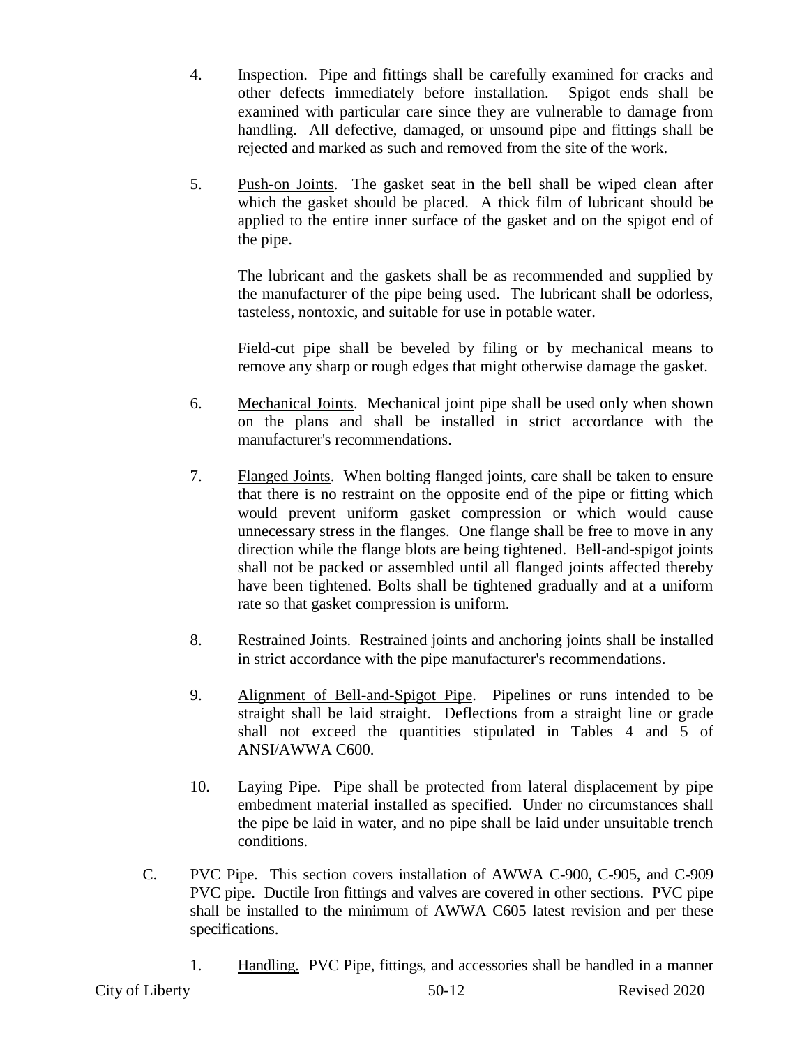4. Inspection. Pipe and fittings shall be carefully examined for cracks and other defects immediately before installation. Spigot ends shall be examined with particular care since they are vulnerable to damage from handling. All defective, damaged, or unsound pipe and fittings shall be rejected and marked as such and removed from the site of the work.

5. Push-on Joints. The gasket seat in the bell shall be wiped clean after which the gasket should be placed. A thick film of lubricant should be applied to the entire inner surface of the gasket and on the spigot end of the pipe.

   The lubricant and the gaskets shall be as recommended and supplied by the manufacturer of the pipe being used. The lubricant shall be odorless, tasteless, nontoxic, and suitable for use in potable water.

   Field-cut pipe shall be beveled by filing or by mechanical means to remove any sharp or rough edges that might otherwise damage the gasket.

6. Mechanical Joints. Mechanical joint pipe shall be used only when shown on the plans and shall be installed in strict accordance with the manufacturer's recommendations.

7. Flanged Joints. When bolting flanged joints, care shall be taken to ensure that there is no restraint on the opposite end of the pipe or fitting which would prevent uniform gasket compression or which would cause unnecessary stress in the flanges. One flange shall be free to move in any direction while the flange blots are being tightened. Bell-and-spigot joints shall not be packed or assembled until all flanged joints affected thereby have been tightened. Bolts shall be tightened gradually and at a uniform rate so that gasket compression is uniform.

8. Restrained Joints. Restrained joints and anchoring joints shall be installed in strict accordance with the pipe manufacturer's recommendations.

9. Alignment of Bell-and-Spigot Pipe. Pipelines or runs intended to be straight shall be laid straight. Deflections from a straight line or grade shall not exceed the quantities stipulated in Tables 4 and 5 of ANSI/AWWA C600.

10. Laying Pipe. Pipe shall be protected from lateral displacement by pipe embedment material installed as specified. Under no circumstances shall the pipe be laid in water, and no pipe shall be laid under unsuitable trench conditions.

C. PVC Pipe. This section covers installation of AWWA C-900, C-905, and C-909 PVC pipe. Ductile Iron fittings and valves are covered in other sections. PVC pipe shall be installed to the minimum of AWWA C605 latest revision and per these specifications.

   1. Handling. PVC Pipe, fittings, and accessories shall be handled in a manner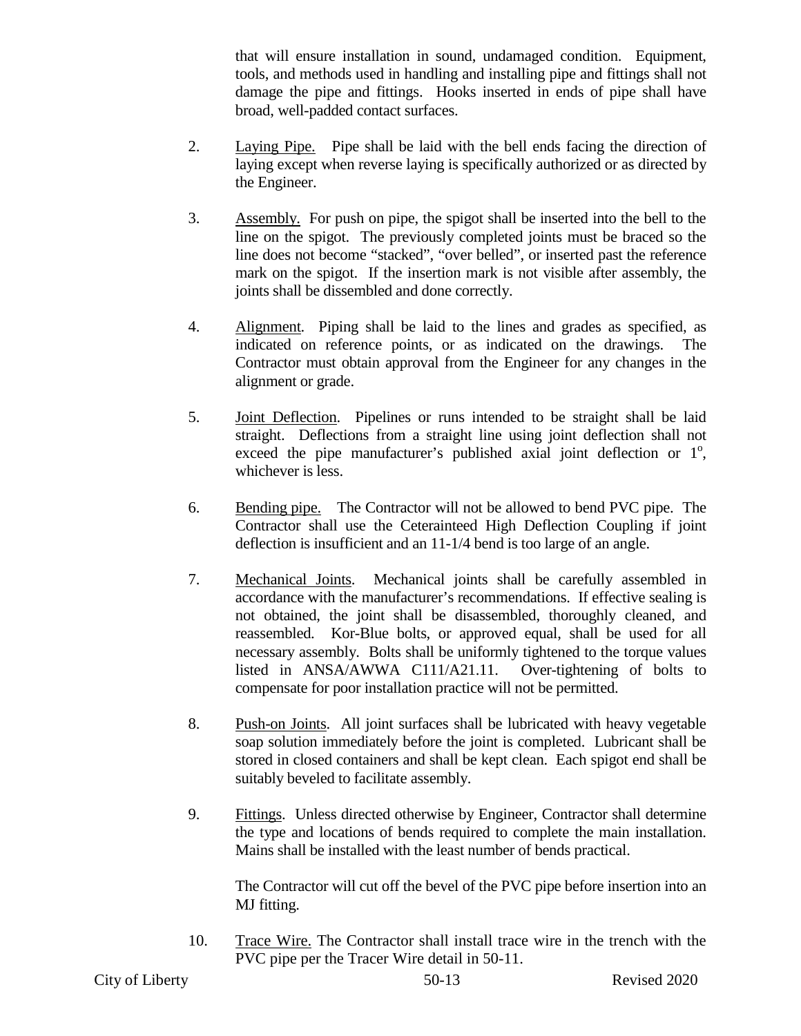that will ensure installation in sound, undamaged condition. Equipment, tools, and methods used in handling and installing pipe and fittings shall not damage the pipe and fittings. Hooks inserted in ends of pipe shall have broad, well-padded contact surfaces.

2. Laying Pipe. Pipe shall be laid with the bell ends facing the direction of laying except when reverse laying is specifically authorized or as directed by the Engineer.

3. Assembly. For push on pipe, the spigot shall be inserted into the bell to the line on the spigot. The previously completed joints must be braced so the line does not become "stacked", "over belled", or inserted past the reference mark on the spigot. If the insertion mark is not visible after assembly, the joints shall be dissembled and done correctly.

4. Alignment. Piping shall be laid to the lines and grades as specified, as indicated on reference points, or as indicated on the drawings. The Contractor must obtain approval from the Engineer for any changes in the alignment or grade.

5. Joint Deflection. Pipelines or runs intended to be straight shall be laid straight. Deflections from a straight line using joint deflection shall not exceed the pipe manufacturer's published axial joint deflection or $1^o$, whichever is less.

6. Bending pipe. The Contractor will not be allowed to bend PVC pipe. The Contractor shall use the Ceterainteed High Deflection Coupling if joint deflection is insufficient and an 11-1/4 bend is too large of an angle.

7. Mechanical Joints. Mechanical joints shall be carefully assembled in accordance with the manufacturer's recommendations. If effective sealing is not obtained, the joint shall be disassembled, thoroughly cleaned, and reassembled. Kor-Blue bolts, or approved equal, shall be used for all necessary assembly. Bolts shall be uniformly tightened to the torque values listed in ANSA/AWWA C111/A21.11. Over-tightening of bolts to compensate for poor installation practice will not be permitted.

8. Push-on Joints. All joint surfaces shall be lubricated with heavy vegetable soap solution immediately before the joint is completed. Lubricant shall be stored in closed containers and shall be kept clean. Each spigot end shall be suitably beveled to facilitate assembly.

9. Fittings. Unless directed otherwise by Engineer, Contractor shall determine the type and locations of bends required to complete the main installation. Mains shall be installed with the least number of bends practical.

   The Contractor will cut off the bevel of the PVC pipe before insertion into an MJ fitting.

10. Trace Wire. The Contractor shall install trace wire in the trench with the PVC pipe per the Tracer Wire detail in 50-11.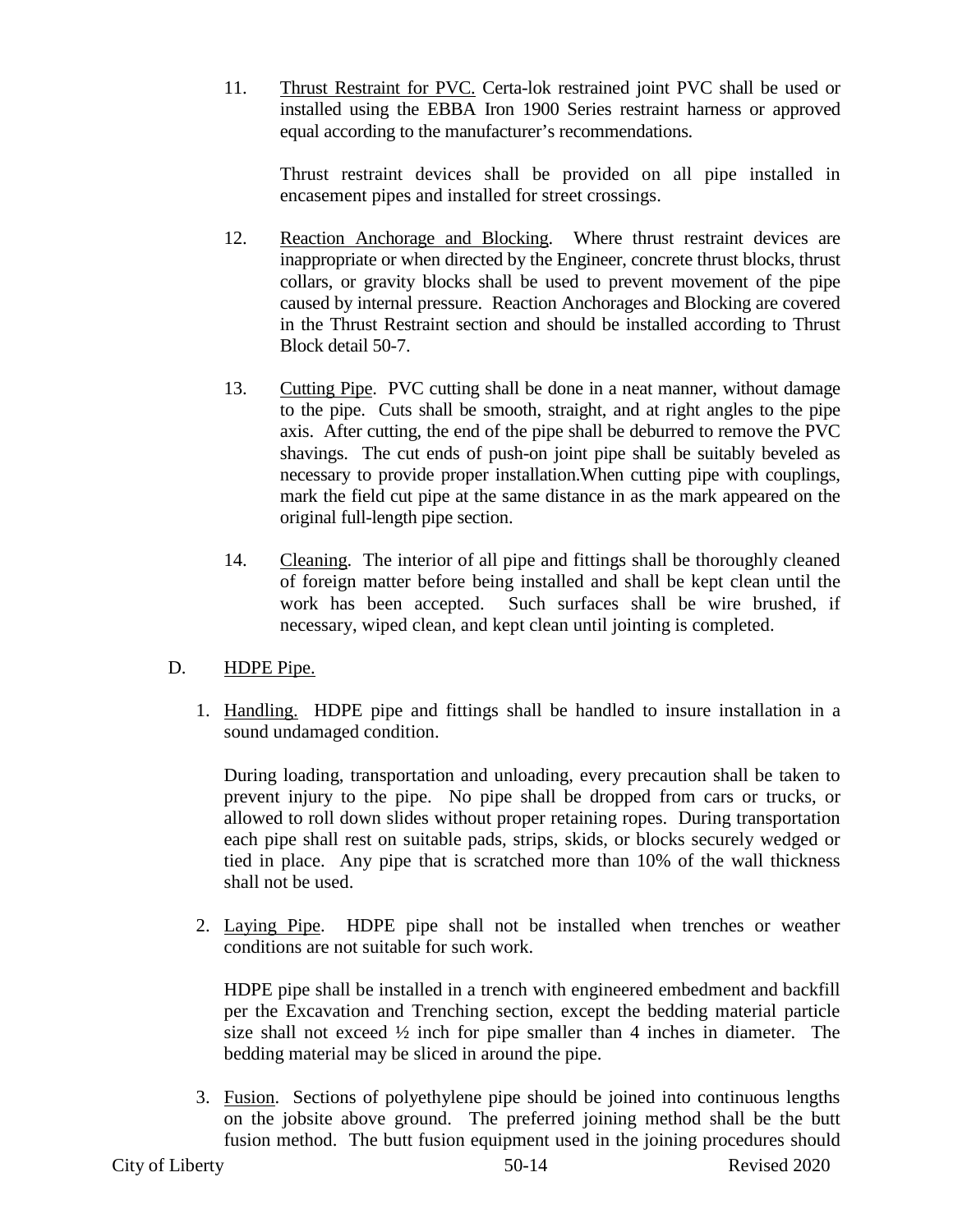11. Thrust Restraint for PVC. Certa-lok restrained joint PVC shall be used or installed using the EBBA Iron 1900 Series restraint harness or approved equal according to the manufacturer's recommendations.

    Thrust restraint devices shall be provided on all pipe installed in encasement pipes and installed for street crossings.

12. Reaction Anchorage and Blocking. Where thrust restraint devices are inappropriate or when directed by the Engineer, concrete thrust blocks, thrust collars, or gravity blocks shall be used to prevent movement of the pipe caused by internal pressure. Reaction Anchorages and Blocking are covered in the Thrust Restraint section and should be installed according to Thrust Block detail 50-7.

13. Cutting Pipe. PVC cutting shall be done in a neat manner, without damage to the pipe. Cuts shall be smooth, straight, and at right angles to the pipe axis. After cutting, the end of the pipe shall be deburred to remove the PVC shavings. The cut ends of push-on joint pipe shall be suitably beveled as necessary to provide proper installation.When cutting pipe with couplings, mark the field cut pipe at the same distance in as the mark appeared on the original full-length pipe section.

14. Cleaning. The interior of all pipe and fittings shall be thoroughly cleaned of foreign matter before being installed and shall be kept clean until the work has been accepted. Such surfaces shall be wire brushed, if necessary, wiped clean, and kept clean until jointing is completed.

D. HDPE Pipe.

1. Handling. HDPE pipe and fittings shall be handled to insure installation in a sound undamaged condition.

   During loading, transportation and unloading, every precaution shall be taken to prevent injury to the pipe. No pipe shall be dropped from cars or trucks, or allowed to roll down slides without proper retaining ropes. During transportation each pipe shall rest on suitable pads, strips, skids, or blocks securely wedged or tied in place. Any pipe that is scratched more than 10% of the wall thickness shall not be used.

2. Laying Pipe. HDPE pipe shall not be installed when trenches or weather conditions are not suitable for such work.

   HDPE pipe shall be installed in a trench with engineered embedment and backfill per the Excavation and Trenching section, except the bedding material particle size shall not exceed ½ inch for pipe smaller than 4 inches in diameter. The bedding material may be sliced in around the pipe.

3. Fusion. Sections of polyethylene pipe should be joined into continuous lengths on the jobsite above ground. The preferred joining method shall be the butt fusion method. The butt fusion equipment used in the joining procedures should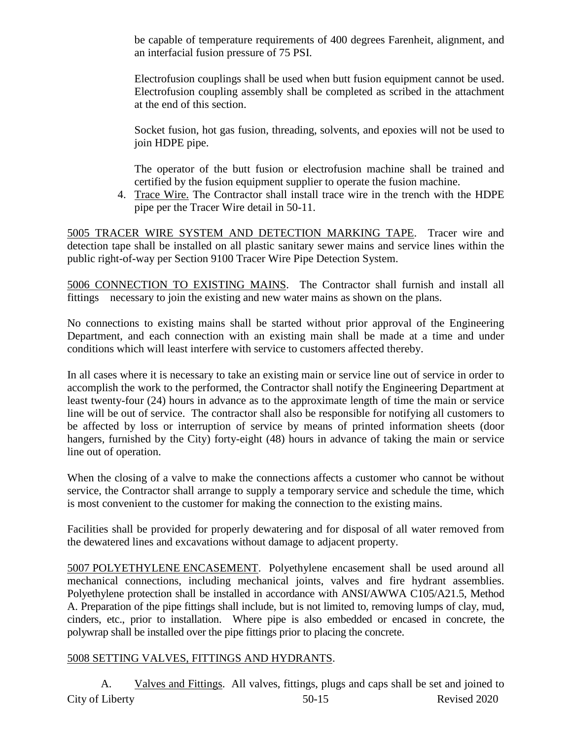be capable of temperature requirements of 400 degrees Farenheit, alignment, and an interfacial fusion pressure of 75 PSI.

Electrofusion couplings shall be used when butt fusion equipment cannot be used. Electrofusion coupling assembly shall be completed as scribed in the attachment at the end of this section.

Socket fusion, hot gas fusion, threading, solvents, and epoxies will not be used to join HDPE pipe.

The operator of the butt fusion or electrofusion machine shall be trained and certified by the fusion equipment supplier to operate the fusion machine.

4. Trace Wire. The Contractor shall install trace wire in the trench with the HDPE pipe per the Tracer Wire detail in 50-11.

5005 TRACER WIRE SYSTEM AND DETECTION MARKING TAPE. Tracer wire and detection tape shall be installed on all plastic sanitary sewer mains and service lines within the public right-of-way per Section 9100 Tracer Wire Pipe Detection System.

5006 CONNECTION TO EXISTING MAINS. The Contractor shall furnish and install all fittings necessary to join the existing and new water mains as shown on the plans.

No connections to existing mains shall be started without prior approval of the Engineering Department, and each connection with an existing main shall be made at a time and under conditions which will least interfere with service to customers affected thereby.

In all cases where it is necessary to take an existing main or service line out of service in order to accomplish the work to the performed, the Contractor shall notify the Engineering Department at least twenty-four (24) hours in advance as to the approximate length of time the main or service line will be out of service. The contractor shall also be responsible for notifying all customers to be affected by loss or interruption of service by means of printed information sheets (door hangers, furnished by the City) forty-eight (48) hours in advance of taking the main or service line out of operation.

When the closing of a valve to make the connections affects a customer who cannot be without service, the Contractor shall arrange to supply a temporary service and schedule the time, which is most convenient to the customer for making the connection to the existing mains.

Facilities shall be provided for properly dewatering and for disposal of all water removed from the dewatered lines and excavations without damage to adjacent property.

5007 POLYETHYLENE ENCASEMENT. Polyethylene encasement shall be used around all mechanical connections, including mechanical joints, valves and fire hydrant assemblies. Polyethylene protection shall be installed in accordance with ANSI/AWWA C105/A21.5, Method A. Preparation of the pipe fittings shall include, but is not limited to, removing lumps of clay, mud, cinders, etc., prior to installation. Where pipe is also embedded or encased in concrete, the polywrap shall be installed over the pipe fittings prior to placing the concrete.

5008 SETTING VALVES, FITTINGS AND HYDRANTS.

A. Valves and Fittings. All valves, fittings, plugs and caps shall be set and joined to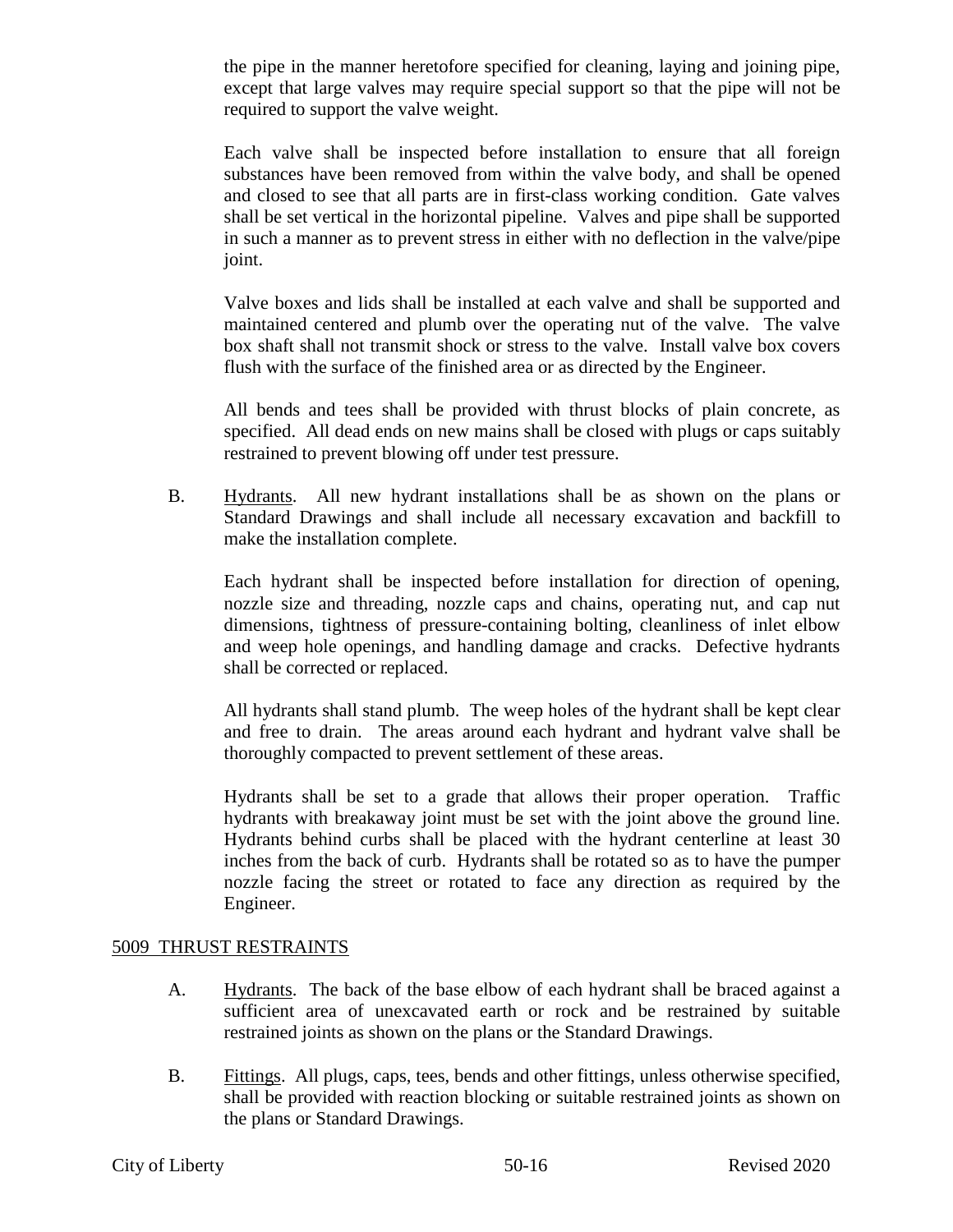the pipe in the manner heretofore specified for cleaning, laying and joining pipe, except that large valves may require special support so that the pipe will not be required to support the valve weight.

Each valve shall be inspected before installation to ensure that all foreign substances have been removed from within the valve body, and shall be opened and closed to see that all parts are in first-class working condition. Gate valves shall be set vertical in the horizontal pipeline. Valves and pipe shall be supported in such a manner as to prevent stress in either with no deflection in the valve/pipe joint.

Valve boxes and lids shall be installed at each valve and shall be supported and maintained centered and plumb over the operating nut of the valve. The valve box shaft shall not transmit shock or stress to the valve. Install valve box covers flush with the surface of the finished area or as directed by the Engineer.

All bends and tees shall be provided with thrust blocks of plain concrete, as specified. All dead ends on new mains shall be closed with plugs or caps suitably restrained to prevent blowing off under test pressure.

B. Hydrants. All new hydrant installations shall be as shown on the plans or Standard Drawings and shall include all necessary excavation and backfill to make the installation complete.

Each hydrant shall be inspected before installation for direction of opening, nozzle size and threading, nozzle caps and chains, operating nut, and cap nut dimensions, tightness of pressure-containing bolting, cleanliness of inlet elbow and weep hole openings, and handling damage and cracks. Defective hydrants shall be corrected or replaced.

All hydrants shall stand plumb. The weep holes of the hydrant shall be kept clear and free to drain. The areas around each hydrant and hydrant valve shall be thoroughly compacted to prevent settlement of these areas.

Hydrants shall be set to a grade that allows their proper operation. Traffic hydrants with breakaway joint must be set with the joint above the ground line. Hydrants behind curbs shall be placed with the hydrant centerline at least 30 inches from the back of curb. Hydrants shall be rotated so as to have the pumper nozzle facing the street or rotated to face any direction as required by the Engineer.

## 5009 THRUST RESTRAINTS

A. Hydrants. The back of the base elbow of each hydrant shall be braced against a sufficient area of unexcavated earth or rock and be restrained by suitable restrained joints as shown on the plans or the Standard Drawings.

B. Fittings. All plugs, caps, tees, bends and other fittings, unless otherwise specified, shall be provided with reaction blocking or suitable restrained joints as shown on the plans or Standard Drawings.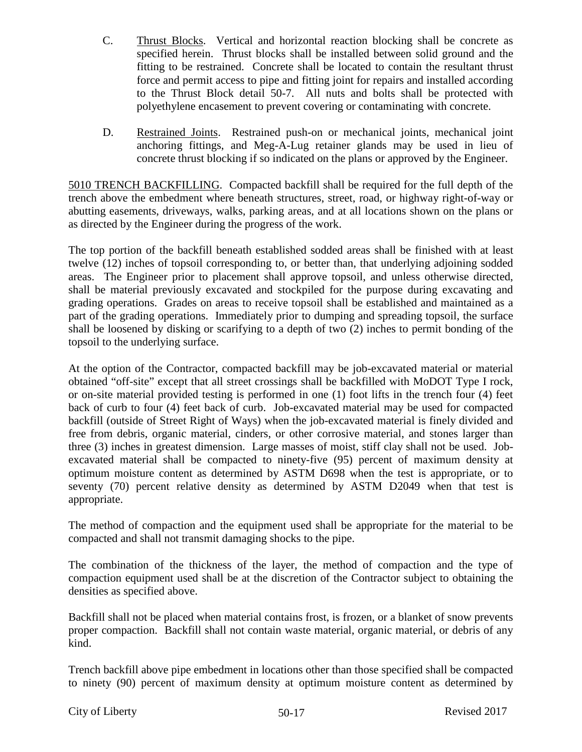C. Thrust Blocks. Vertical and horizontal reaction blocking shall be concrete as specified herein. Thrust blocks shall be installed between solid ground and the fitting to be restrained. Concrete shall be located to contain the resultant thrust force and permit access to pipe and fitting joint for repairs and installed according to the Thrust Block detail 50-7. All nuts and bolts shall be protected with polyethylene encasement to prevent covering or contaminating with concrete.

D. Restrained Joints. Restrained push-on or mechanical joints, mechanical joint anchoring fittings, and Meg-A-Lug retainer glands may be used in lieu of concrete thrust blocking if so indicated on the plans or approved by the Engineer.

5010 TRENCH BACKFILLING. Compacted backfill shall be required for the full depth of the trench above the embedment where beneath structures, street, road, or highway right-of-way or abutting easements, driveways, walks, parking areas, and at all locations shown on the plans or as directed by the Engineer during the progress of the work.

The top portion of the backfill beneath established sodded areas shall be finished with at least twelve (12) inches of topsoil corresponding to, or better than, that underlying adjoining sodded areas. The Engineer prior to placement shall approve topsoil, and unless otherwise directed, shall be material previously excavated and stockpiled for the purpose during excavating and grading operations. Grades on areas to receive topsoil shall be established and maintained as a part of the grading operations. Immediately prior to dumping and spreading topsoil, the surface shall be loosened by disking or scarifying to a depth of two (2) inches to permit bonding of the topsoil to the underlying surface.

At the option of the Contractor, compacted backfill may be job-excavated material or material obtained "off-site" except that all street crossings shall be backfilled with MoDOT Type I rock, or on-site material provided testing is performed in one (1) foot lifts in the trench four (4) feet back of curb to four (4) feet back of curb. Job-excavated material may be used for compacted backfill (outside of Street Right of Ways) when the job-excavated material is finely divided and free from debris, organic material, cinders, or other corrosive material, and stones larger than three (3) inches in greatest dimension. Large masses of moist, stiff clay shall not be used. Job-excavated material shall be compacted to ninety-five (95) percent of maximum density at optimum moisture content as determined by ASTM D698 when the test is appropriate, or to seventy (70) percent relative density as determined by ASTM D2049 when that test is appropriate.

The method of compaction and the equipment used shall be appropriate for the material to be compacted and shall not transmit damaging shocks to the pipe.

The combination of the thickness of the layer, the method of compaction and the type of compaction equipment used shall be at the discretion of the Contractor subject to obtaining the densities as specified above.

Backfill shall not be placed when material contains frost, is frozen, or a blanket of snow prevents proper compaction. Backfill shall not contain waste material, organic material, or debris of any kind.

Trench backfill above pipe embedment in locations other than those specified shall be compacted to ninety (90) percent of maximum density at optimum moisture content as determined by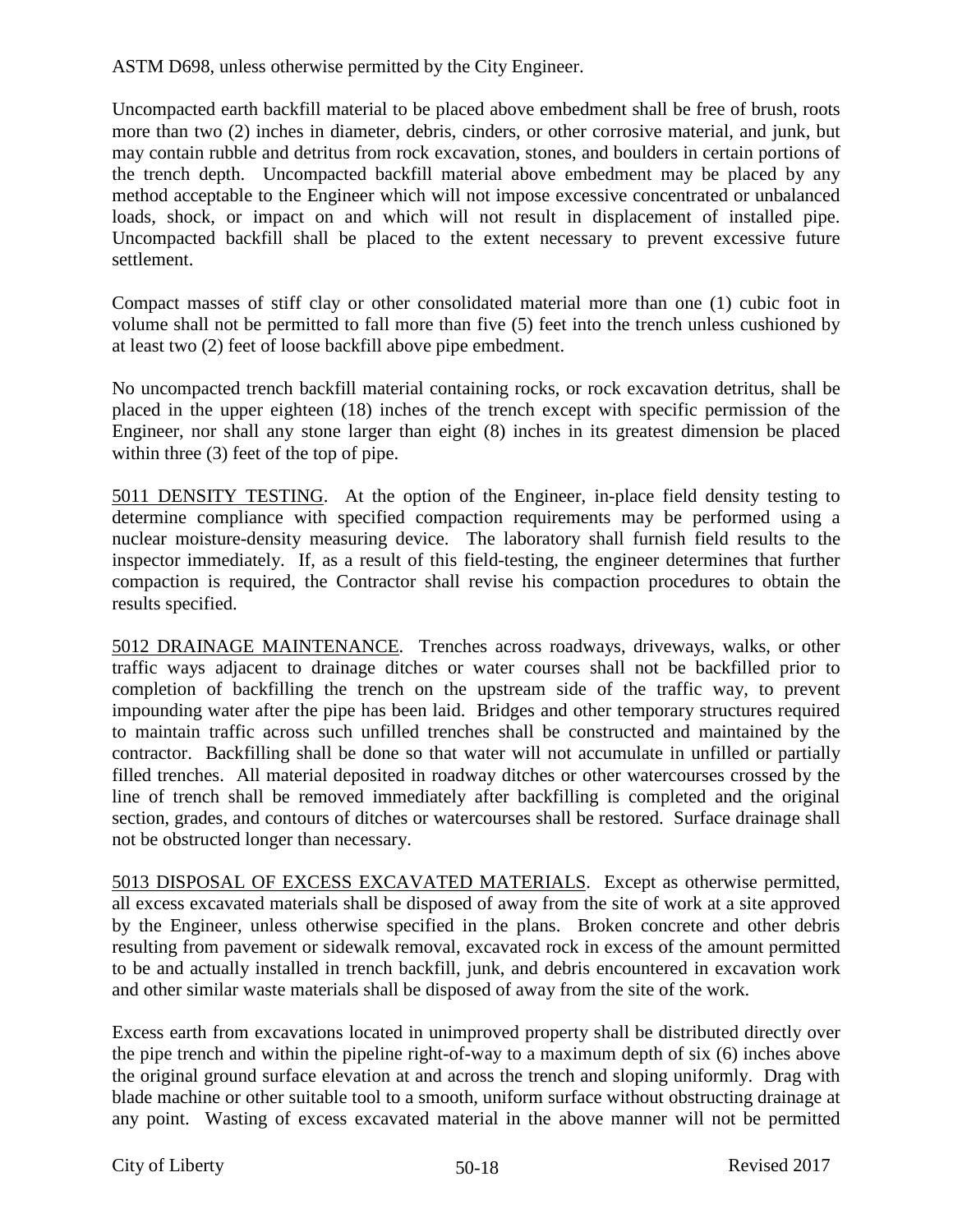ASTM D698, unless otherwise permitted by the City Engineer.

Uncompacted earth backfill material to be placed above embedment shall be free of brush, roots more than two (2) inches in diameter, debris, cinders, or other corrosive material, and junk, but may contain rubble and detritus from rock excavation, stones, and boulders in certain portions of the trench depth. Uncompacted backfill material above embedment may be placed by any method acceptable to the Engineer which will not impose excessive concentrated or unbalanced loads, shock, or impact on and which will not result in displacement of installed pipe. Uncompacted backfill shall be placed to the extent necessary to prevent excessive future settlement.

Compact masses of stiff clay or other consolidated material more than one (1) cubic foot in volume shall not be permitted to fall more than five (5) feet into the trench unless cushioned by at least two (2) feet of loose backfill above pipe embedment.

No uncompacted trench backfill material containing rocks, or rock excavation detritus, shall be placed in the upper eighteen (18) inches of the trench except with specific permission of the Engineer, nor shall any stone larger than eight (8) inches in its greatest dimension be placed within three (3) feet of the top of pipe.

5011 DENSITY TESTING. At the option of the Engineer, in-place field density testing to determine compliance with specified compaction requirements may be performed using a nuclear moisture-density measuring device. The laboratory shall furnish field results to the inspector immediately. If, as a result of this field-testing, the engineer determines that further compaction is required, the Contractor shall revise his compaction procedures to obtain the results specified.

5012 DRAINAGE MAINTENANCE. Trenches across roadways, driveways, walks, or other traffic ways adjacent to drainage ditches or water courses shall not be backfilled prior to completion of backfilling the trench on the upstream side of the traffic way, to prevent impounding water after the pipe has been laid. Bridges and other temporary structures required to maintain traffic across such unfilled trenches shall be constructed and maintained by the contractor. Backfilling shall be done so that water will not accumulate in unfilled or partially filled trenches. All material deposited in roadway ditches or other watercourses crossed by the line of trench shall be removed immediately after backfilling is completed and the original section, grades, and contours of ditches or watercourses shall be restored. Surface drainage shall not be obstructed longer than necessary.

5013 DISPOSAL OF EXCESS EXCAVATED MATERIALS. Except as otherwise permitted, all excess excavated materials shall be disposed of away from the site of work at a site approved by the Engineer, unless otherwise specified in the plans. Broken concrete and other debris resulting from pavement or sidewalk removal, excavated rock in excess of the amount permitted to be and actually installed in trench backfill, junk, and debris encountered in excavation work and other similar waste materials shall be disposed of away from the site of the work.

Excess earth from excavations located in unimproved property shall be distributed directly over the pipe trench and within the pipeline right-of-way to a maximum depth of six (6) inches above the original ground surface elevation at and across the trench and sloping uniformly. Drag with blade machine or other suitable tool to a smooth, uniform surface without obstructing drainage at any point. Wasting of excess excavated material in the above manner will not be permitted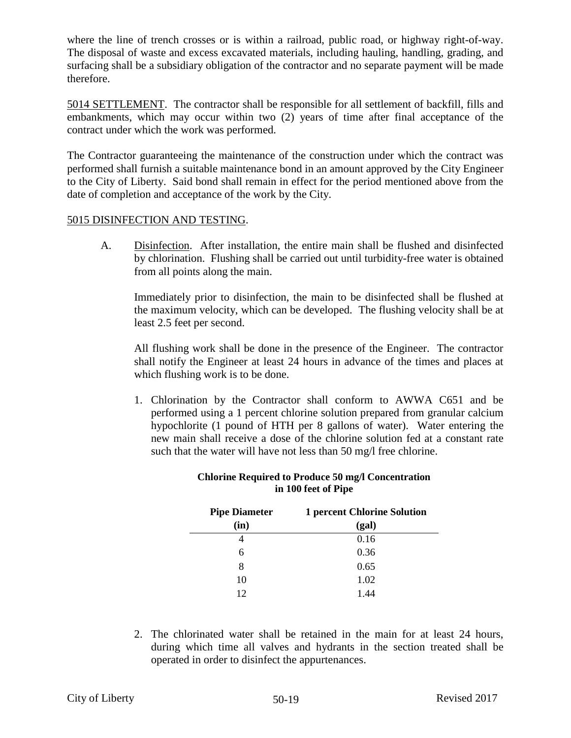where the line of trench crosses or is within a railroad, public road, or highway right-of-way. The disposal of waste and excess excavated materials, including hauling, handling, grading, and surfacing shall be a subsidiary obligation of the contractor and no separate payment will be made therefore.

5014 SETTLEMENT. The contractor shall be responsible for all settlement of backfill, fills and embankments, which may occur within two (2) years of time after final acceptance of the contract under which the work was performed.

The Contractor guaranteeing the maintenance of the construction under which the contract was performed shall furnish a suitable maintenance bond in an amount approved by the City Engineer to the City of Liberty. Said bond shall remain in effect for the period mentioned above from the date of completion and acceptance of the work by the City.

5015 DISINFECTION AND TESTING.

A. Disinfection. After installation, the entire main shall be flushed and disinfected by chlorination. Flushing shall be carried out until turbidity-free water is obtained from all points along the main.

   Immediately prior to disinfection, the main to be disinfected shall be flushed at the maximum velocity, which can be developed. The flushing velocity shall be at least 2.5 feet per second.

   All flushing work shall be done in the presence of the Engineer. The contractor shall notify the Engineer at least 24 hours in advance of the times and places at which flushing work is to be done.

   1. Chlorination by the Contractor shall conform to AWWA C651 and be performed using a 1 percent chlorine solution prepared from granular calcium hypochlorite (1 pound of HTH per 8 gallons of water). Water entering the new main shall receive a dose of the chlorine solution fed at a constant rate such that the water will have not less than 50 mg/l free chlorine.

**Chlorine Required to Produce 50 mg/l Concentration in 100 feet of Pipe**

| Pipe Diameter (in) | 1 percent Chlorine Solution (gal) |
|---|---|
| 4 | 0.16 |
| 6 | 0.36 |
| 8 | 0.65 |
| 10 | 1.02 |
| 12 | 1.44 |

   2. The chlorinated water shall be retained in the main for at least 24 hours, during which time all valves and hydrants in the section treated shall be operated in order to disinfect the appurtenances.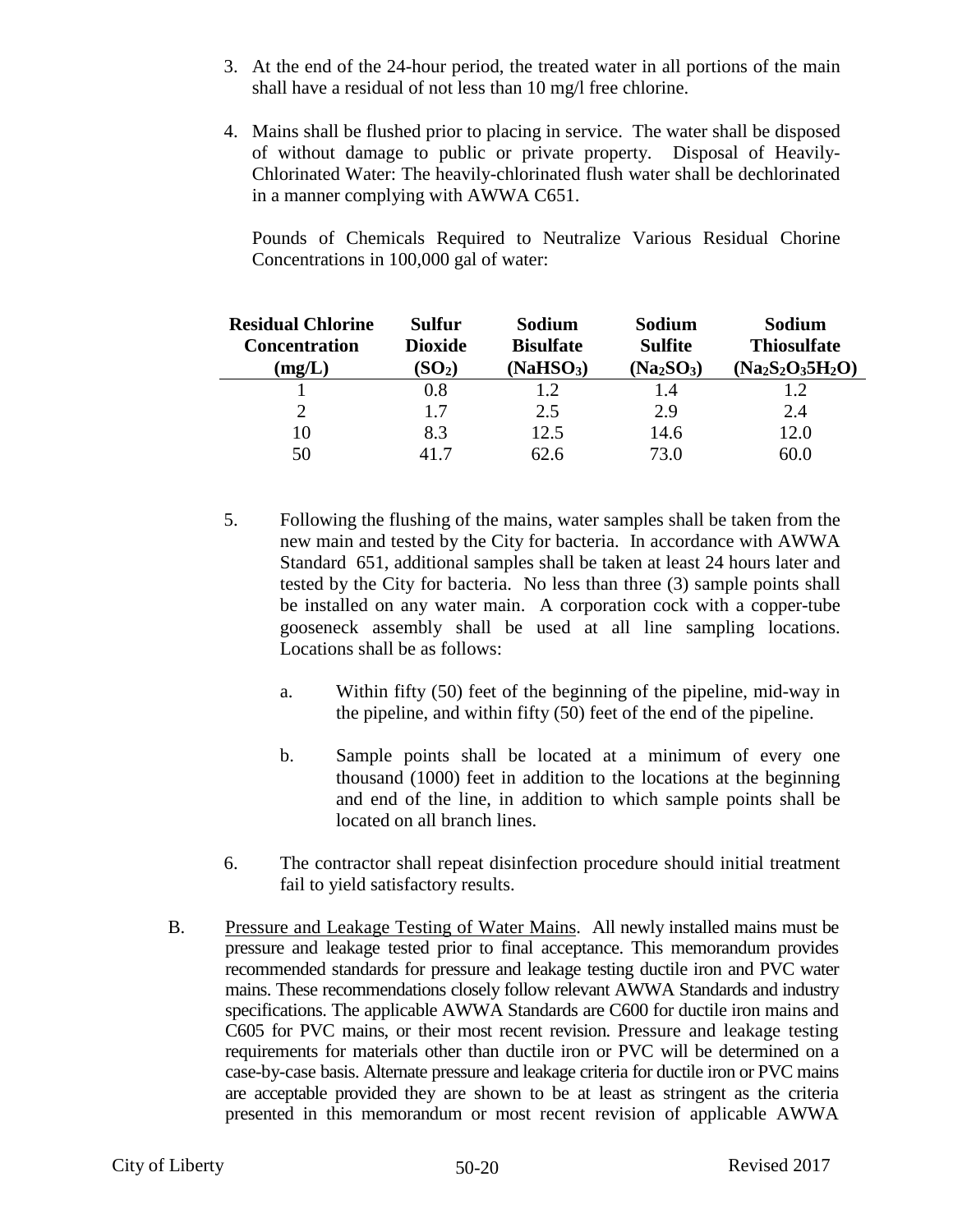3. At the end of the 24-hour period, the treated water in all portions of the main shall have a residual of not less than 10 mg/l free chlorine.

4. Mains shall be flushed prior to placing in service. The water shall be disposed of without damage to public or private property. Disposal of Heavily-Chlorinated Water: The heavily-chlorinated flush water shall be dechlorinated in a manner complying with AWWA C651.

   Pounds of Chemicals Required to Neutralize Various Residual Chorine Concentrations in 100,000 gal of water:

| Residual Chlorine Concentration (mg/L) | Sulfur Dioxide ($SO_2$) | Sodium Bisulfate ($NaHSO_3$) | Sodium Sulfite ($Na_2SO_3$) | Sodium Thiosulfate ($Na_2S_2O_35H_2O$) |
|---|---|---|---|---|
| 1 | 0.8 | 1.2 | 1.4 | 1.2 |
| 2 | 1.7 | 2.5 | 2.9 | 2.4 |
| 10 | 8.3 | 12.5 | 14.6 | 12.0 |
| 50 | 41.7 | 62.6 | 73.0 | 60.0 |

5. Following the flushing of the mains, water samples shall be taken from the new main and tested by the City for bacteria. In accordance with AWWA Standard 651, additional samples shall be taken at least 24 hours later and tested by the City for bacteria. No less than three (3) sample points shall be installed on any water main. A corporation cock with a copper-tube gooseneck assembly shall be used at all line sampling locations. Locations shall be as follows:

   a. Within fifty (50) feet of the beginning of the pipeline, mid-way in the pipeline, and within fifty (50) feet of the end of the pipeline.

   b. Sample points shall be located at a minimum of every one thousand (1000) feet in addition to the locations at the beginning and end of the line, in addition to which sample points shall be located on all branch lines.

6. The contractor shall repeat disinfection procedure should initial treatment fail to yield satisfactory results.

B. Pressure and Leakage Testing of Water Mains. All newly installed mains must be pressure and leakage tested prior to final acceptance. This memorandum provides recommended standards for pressure and leakage testing ductile iron and PVC water mains. These recommendations closely follow relevant AWWA Standards and industry specifications. The applicable AWWA Standards are C600 for ductile iron mains and C605 for PVC mains, or their most recent revision. Pressure and leakage testing requirements for materials other than ductile iron or PVC will be determined on a case-by-case basis. Alternate pressure and leakage criteria for ductile iron or PVC mains are acceptable provided they are shown to be at least as stringent as the criteria presented in this memorandum or most recent revision of applicable AWWA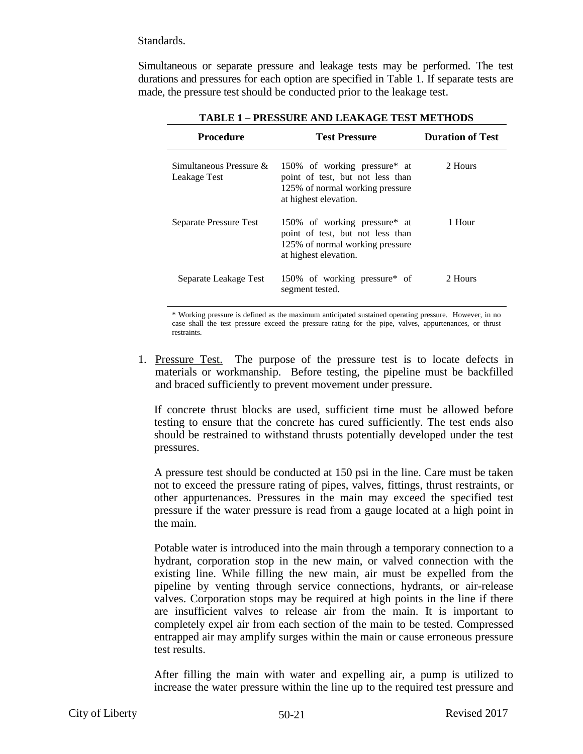Standards.

Simultaneous or separate pressure and leakage tests may be performed. The test durations and pressures for each option are specified in Table 1. If separate tests are made, the pressure test should be conducted prior to the leakage test.

**TABLE 1 – PRESSURE AND LEAKAGE TEST METHODS**

| Procedure | Test Pressure | Duration of Test |
|---|---|---|
| Simultaneous Pressure & Leakage Test | 150% of working pressure* at point of test, but not less than 125% of normal working pressure at highest elevation. | 2 Hours |
| Separate Pressure Test | 150% of working pressure* at point of test, but not less than 125% of normal working pressure at highest elevation. | 1 Hour |
| Separate Leakage Test | 150% of working pressure* of segment tested. | 2 Hours |

\* Working pressure is defined as the maximum anticipated sustained operating pressure. However, in no case shall the test pressure exceed the pressure rating for the pipe, valves, appurtenances, or thrust restraints.

1. <u>Pressure Test.</u> The purpose of the pressure test is to locate defects in materials or workmanship. Before testing, the pipeline must be backfilled and braced sufficiently to prevent movement under pressure.

   If concrete thrust blocks are used, sufficient time must be allowed before testing to ensure that the concrete has cured sufficiently. The test ends also should be restrained to withstand thrusts potentially developed under the test pressures.

   A pressure test should be conducted at 150 psi in the line. Care must be taken not to exceed the pressure rating of pipes, valves, fittings, thrust restraints, or other appurtenances. Pressures in the main may exceed the specified test pressure if the water pressure is read from a gauge located at a high point in the main.

   Potable water is introduced into the main through a temporary connection to a hydrant, corporation stop in the new main, or valved connection with the existing line. While filling the new main, air must be expelled from the pipeline by venting through service connections, hydrants, or air-release valves. Corporation stops may be required at high points in the line if there are insufficient valves to release air from the main. It is important to completely expel air from each section of the main to be tested. Compressed entrapped air may amplify surges within the main or cause erroneous pressure test results.

   After filling the main with water and expelling air, a pump is utilized to increase the water pressure within the line up to the required test pressure and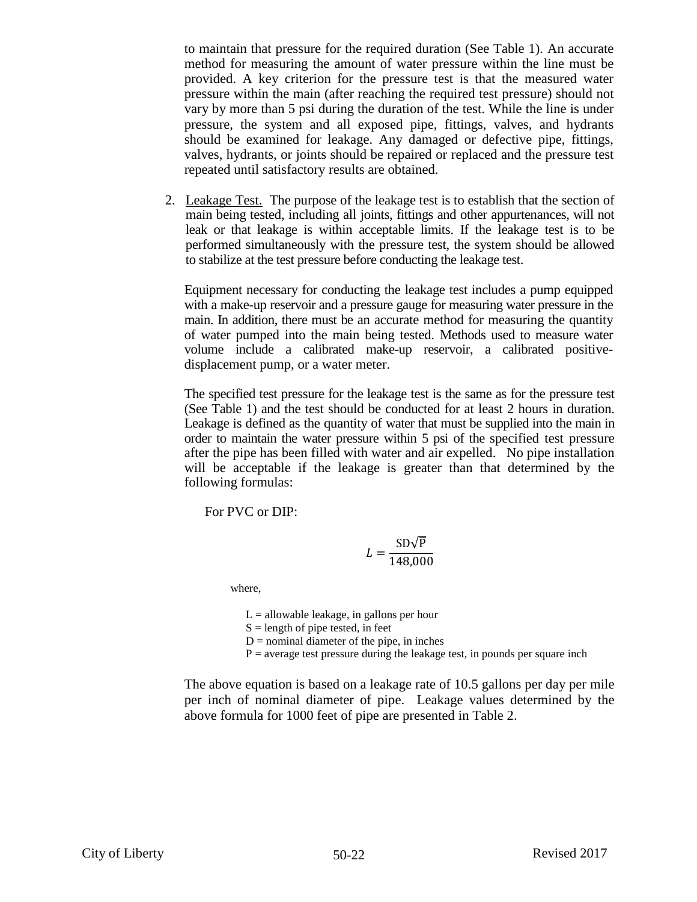to maintain that pressure for the required duration (See Table 1). An accurate method for measuring the amount of water pressure within the line must be provided. A key criterion for the pressure test is that the measured water pressure within the main (after reaching the required test pressure) should not vary by more than 5 psi during the duration of the test. While the line is under pressure, the system and all exposed pipe, fittings, valves, and hydrants should be examined for leakage. Any damaged or defective pipe, fittings, valves, hydrants, or joints should be repaired or replaced and the pressure test repeated until satisfactory results are obtained.

2. Leakage Test. The purpose of the leakage test is to establish that the section of main being tested, including all joints, fittings and other appurtenances, will not leak or that leakage is within acceptable limits. If the leakage test is to be performed simultaneously with the pressure test, the system should be allowed to stabilize at the test pressure before conducting the leakage test.

   Equipment necessary for conducting the leakage test includes a pump equipped with a make-up reservoir and a pressure gauge for measuring water pressure in the main. In addition, there must be an accurate method for measuring the quantity of water pumped into the main being tested. Methods used to measure water volume include a calibrated make-up reservoir, a calibrated positive-displacement pump, or a water meter.

   The specified test pressure for the leakage test is the same as for the pressure test (See Table 1) and the test should be conducted for at least 2 hours in duration. Leakage is defined as the quantity of water that must be supplied into the main in order to maintain the water pressure within 5 psi of the specified test pressure after the pipe has been filled with water and air expelled. No pipe installation will be acceptable if the leakage is greater than that determined by the following formulas:

   For PVC or DIP:

$$L = \frac{SD\sqrt{P}}{148{,}000}$$

   where,

   L = allowable leakage, in gallons per hour
   S = length of pipe tested, in feet
   D = nominal diameter of the pipe, in inches
   P = average test pressure during the leakage test, in pounds per square inch

   The above equation is based on a leakage rate of 10.5 gallons per day per mile per inch of nominal diameter of pipe. Leakage values determined by the above formula for 1000 feet of pipe are presented in Table 2.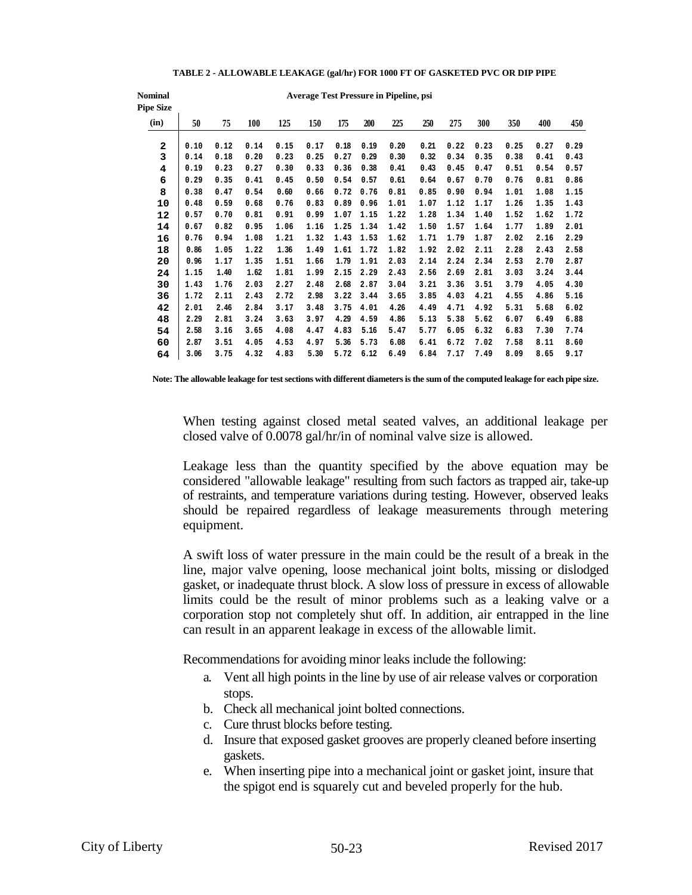**TABLE 2 - ALLOWABLE LEAKAGE (gal/hr) FOR 1000 FT OF GASKETED PVC OR DIP PIPE**

| Nominal Pipe Size | Average Test Pressure in Pipeline, psi | | | | | | | | | | | | | |
|---|---|---|---|---|---|---|---|---|---|---|---|---|---|---|
| (in) | 50 | 75 | 100 | 125 | 150 | 175 | 200 | 225 | 250 | 275 | 300 | 350 | 400 | 450 |
| 2 | 0.10 | 0.12 | 0.14 | 0.15 | 0.17 | 0.18 | 0.19 | 0.20 | 0.21 | 0.22 | 0.23 | 0.25 | 0.27 | 0.29 |
| 3 | 0.14 | 0.18 | 0.20 | 0.23 | 0.25 | 0.27 | 0.29 | 0.30 | 0.32 | 0.34 | 0.35 | 0.38 | 0.41 | 0.43 |
| 4 | 0.19 | 0.23 | 0.27 | 0.30 | 0.33 | 0.36 | 0.38 | 0.41 | 0.43 | 0.45 | 0.47 | 0.51 | 0.54 | 0.57 |
| 6 | 0.29 | 0.35 | 0.41 | 0.45 | 0.50 | 0.54 | 0.57 | 0.61 | 0.64 | 0.67 | 0.70 | 0.76 | 0.81 | 0.86 |
| 8 | 0.38 | 0.47 | 0.54 | 0.60 | 0.66 | 0.72 | 0.76 | 0.81 | 0.85 | 0.90 | 0.94 | 1.01 | 1.08 | 1.15 |
| 10 | 0.48 | 0.59 | 0.68 | 0.76 | 0.83 | 0.89 | 0.96 | 1.01 | 1.07 | 1.12 | 1.17 | 1.26 | 1.35 | 1.43 |
| 12 | 0.57 | 0.70 | 0.81 | 0.91 | 0.99 | 1.07 | 1.15 | 1.22 | 1.28 | 1.34 | 1.40 | 1.52 | 1.62 | 1.72 |
| 14 | 0.67 | 0.82 | 0.95 | 1.06 | 1.16 | 1.25 | 1.34 | 1.42 | 1.50 | 1.57 | 1.64 | 1.77 | 1.89 | 2.01 |
| 16 | 0.76 | 0.94 | 1.08 | 1.21 | 1.32 | 1.43 | 1.53 | 1.62 | 1.71 | 1.79 | 1.87 | 2.02 | 2.16 | 2.29 |
| 18 | 0.86 | 1.05 | 1.22 | 1.36 | 1.49 | 1.61 | 1.72 | 1.82 | 1.92 | 2.02 | 2.11 | 2.28 | 2.43 | 2.58 |
| 20 | 0.96 | 1.17 | 1.35 | 1.51 | 1.66 | 1.79 | 1.91 | 2.03 | 2.14 | 2.24 | 2.34 | 2.53 | 2.70 | 2.87 |
| 24 | 1.15 | 1.40 | 1.62 | 1.81 | 1.99 | 2.15 | 2.29 | 2.43 | 2.56 | 2.69 | 2.81 | 3.03 | 3.24 | 3.44 |
| 30 | 1.43 | 1.76 | 2.03 | 2.27 | 2.48 | 2.68 | 2.87 | 3.04 | 3.21 | 3.36 | 3.51 | 3.79 | 4.05 | 4.30 |
| 36 | 1.72 | 2.11 | 2.43 | 2.72 | 2.98 | 3.22 | 3.44 | 3.65 | 3.85 | 4.03 | 4.21 | 4.55 | 4.86 | 5.16 |
| 42 | 2.01 | 2.46 | 2.84 | 3.17 | 3.48 | 3.75 | 4.01 | 4.26 | 4.49 | 4.71 | 4.92 | 5.31 | 5.68 | 6.02 |
| 48 | 2.29 | 2.81 | 3.24 | 3.63 | 3.97 | 4.29 | 4.59 | 4.86 | 5.13 | 5.38 | 5.62 | 6.07 | 6.49 | 6.88 |
| 54 | 2.58 | 3.16 | 3.65 | 4.08 | 4.47 | 4.83 | 5.16 | 5.47 | 5.77 | 6.05 | 6.32 | 6.83 | 7.30 | 7.74 |
| 60 | 2.87 | 3.51 | 4.05 | 4.53 | 4.97 | 5.36 | 5.73 | 6.08 | 6.41 | 6.72 | 7.02 | 7.58 | 8.11 | 8.60 |
| 64 | 3.06 | 3.75 | 4.32 | 4.83 | 5.30 | 5.72 | 6.12 | 6.49 | 6.84 | 7.17 | 7.49 | 8.09 | 8.65 | 9.17 |

**Note: The allowable leakage for test sections with different diameters is the sum of the computed leakage for each pipe size.**

When testing against closed metal seated valves, an additional leakage per closed valve of 0.0078 gal/hr/in of nominal valve size is allowed.

Leakage less than the quantity specified by the above equation may be considered "allowable leakage" resulting from such factors as trapped air, take-up of restraints, and temperature variations during testing. However, observed leaks should be repaired regardless of leakage measurements through metering equipment.

A swift loss of water pressure in the main could be the result of a break in the line, major valve opening, loose mechanical joint bolts, missing or dislodged gasket, or inadequate thrust block. A slow loss of pressure in excess of allowable limits could be the result of minor problems such as a leaking valve or a corporation stop not completely shut off. In addition, air entrapped in the line can result in an apparent leakage in excess of the allowable limit.

Recommendations for avoiding minor leaks include the following:

a. Vent all high points in the line by use of air release valves or corporation stops.
b. Check all mechanical joint bolted connections.
c. Cure thrust blocks before testing.
d. Insure that exposed gasket grooves are properly cleaned before inserting gaskets.
e. When inserting pipe into a mechanical joint or gasket joint, insure that the spigot end is squarely cut and beveled properly for the hub.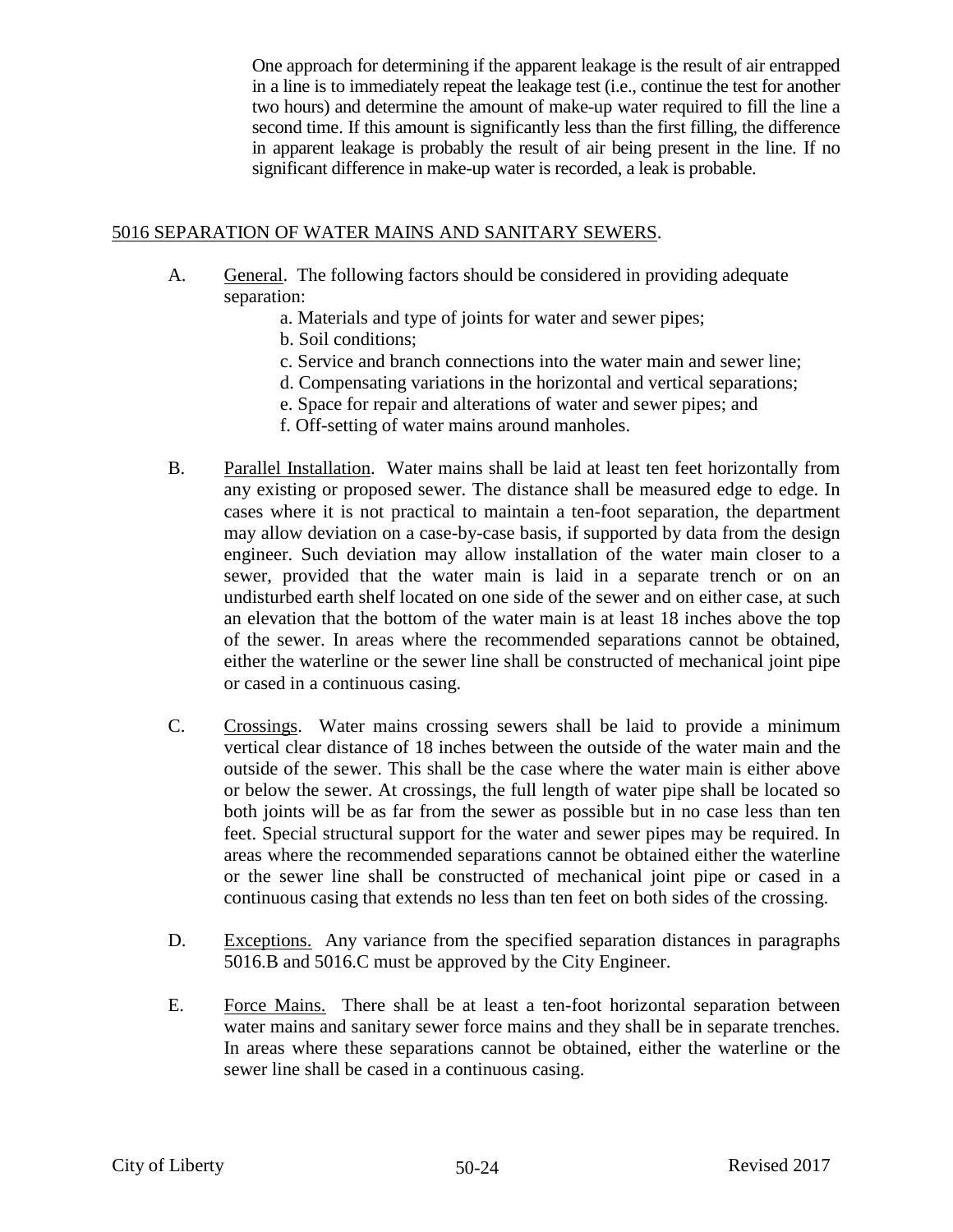One approach for determining if the apparent leakage is the result of air entrapped in a line is to immediately repeat the leakage test (i.e., continue the test for another two hours) and determine the amount of make-up water required to fill the line a second time. If this amount is significantly less than the first filling, the difference in apparent leakage is probably the result of air being present in the line. If no significant difference in make-up water is recorded, a leak is probable.

## 5016 SEPARATION OF WATER MAINS AND SANITARY SEWERS.

A. General. The following factors should be considered in providing adequate separation:

   a. Materials and type of joints for water and sewer pipes;
   b. Soil conditions;
   c. Service and branch connections into the water main and sewer line;
   d. Compensating variations in the horizontal and vertical separations;
   e. Space for repair and alterations of water and sewer pipes; and
   f. Off-setting of water mains around manholes.

B. Parallel Installation. Water mains shall be laid at least ten feet horizontally from any existing or proposed sewer. The distance shall be measured edge to edge. In cases where it is not practical to maintain a ten-foot separation, the department may allow deviation on a case-by-case basis, if supported by data from the design engineer. Such deviation may allow installation of the water main closer to a sewer, provided that the water main is laid in a separate trench or on an undisturbed earth shelf located on one side of the sewer and on either case, at such an elevation that the bottom of the water main is at least 18 inches above the top of the sewer. In areas where the recommended separations cannot be obtained, either the waterline or the sewer line shall be constructed of mechanical joint pipe or cased in a continuous casing.

C. Crossings. Water mains crossing sewers shall be laid to provide a minimum vertical clear distance of 18 inches between the outside of the water main and the outside of the sewer. This shall be the case where the water main is either above or below the sewer. At crossings, the full length of water pipe shall be located so both joints will be as far from the sewer as possible but in no case less than ten feet. Special structural support for the water and sewer pipes may be required. In areas where the recommended separations cannot be obtained either the waterline or the sewer line shall be constructed of mechanical joint pipe or cased in a continuous casing that extends no less than ten feet on both sides of the crossing.

D. Exceptions. Any variance from the specified separation distances in paragraphs 5016.B and 5016.C must be approved by the City Engineer.

E. Force Mains. There shall be at least a ten-foot horizontal separation between water mains and sanitary sewer force mains and they shall be in separate trenches. In areas where these separations cannot be obtained, either the waterline or the sewer line shall be cased in a continuous casing.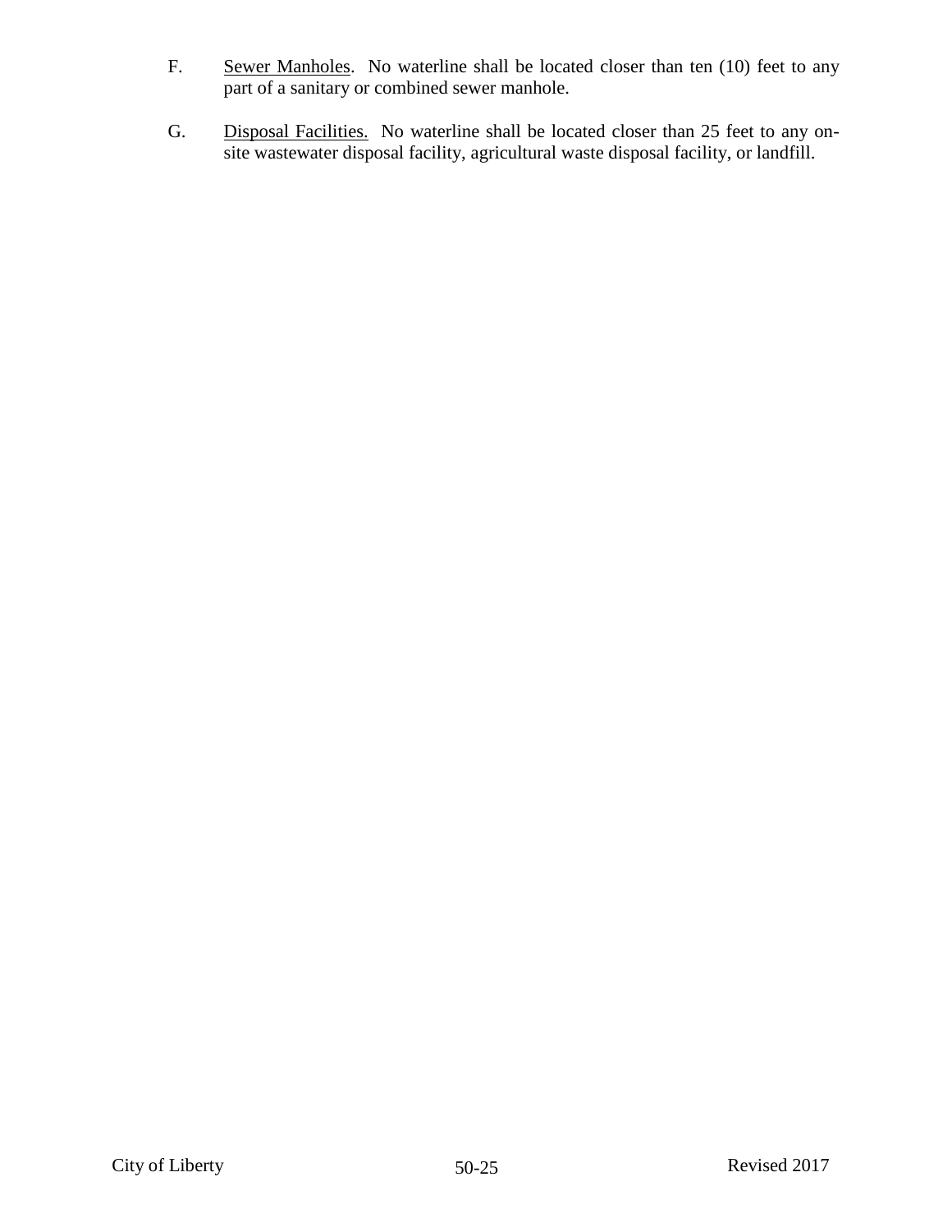F. Sewer Manholes. No waterline shall be located closer than ten (10) feet to any part of a sanitary or combined sewer manhole.

G. Disposal Facilities. No waterline shall be located closer than 25 feet to any on-site wastewater disposal facility, agricultural waste disposal facility, or landfill.